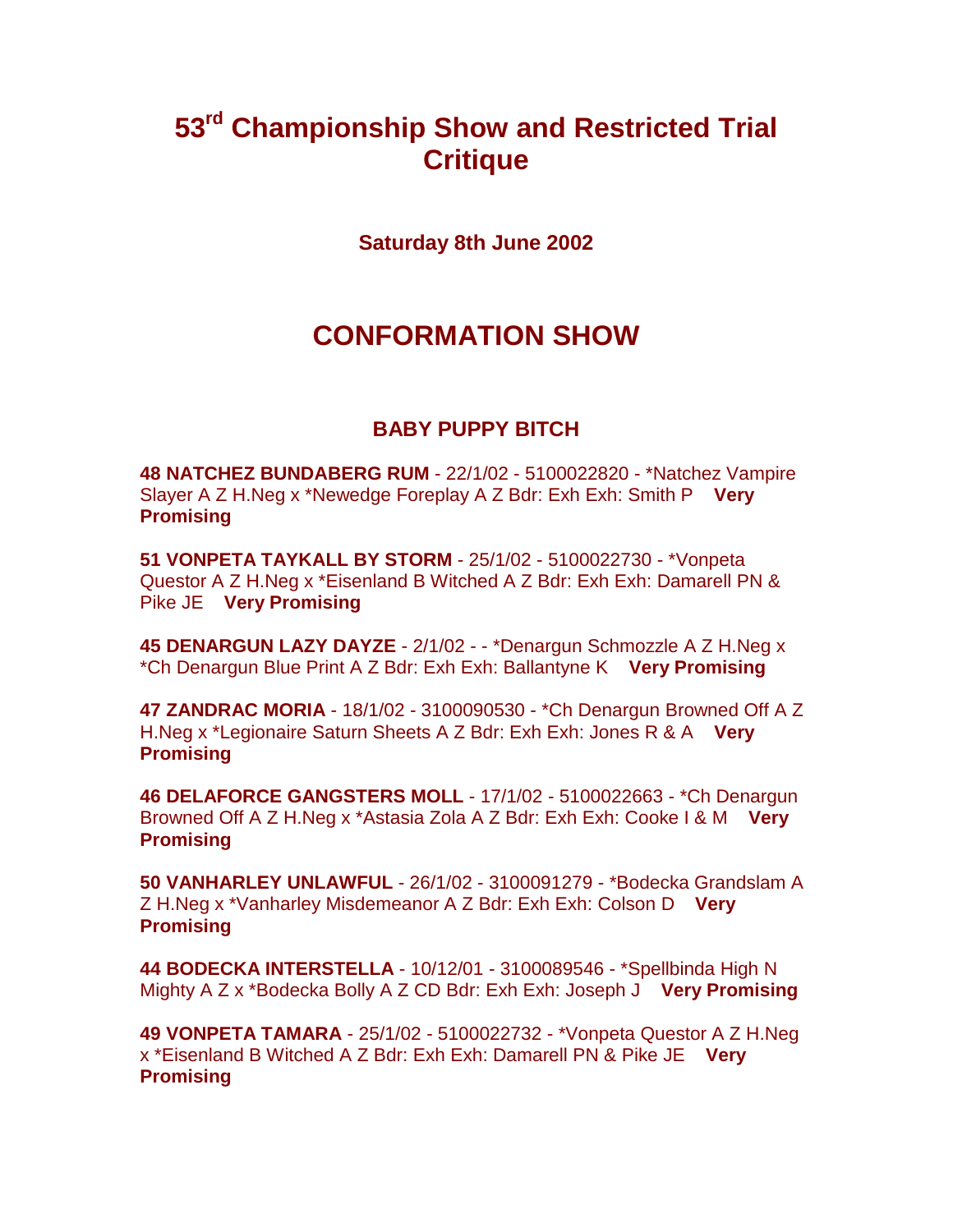# 53rd Championship Show and Restricted Trial Critique

**Saturday 8th June 2002**

## CONFORMATION SHOW

### BABY PUPPY BITCH

**48 NATCHEZ BUNDABERG RUM** - 22/1/02 - 5100022820 - *Natchez Vampire Slayer A Z H.Neg x *Newedge Foreplay A Z Bdr: Exh Exh: Smith P **Very Promising**

**51 VONPETA TAYKALL BY STORM** - 25/1/02 - 5100022730 - *Vonpeta Questor A Z H.Neg x *Eisenland B Witched A Z Bdr: Exh Exh: Damarell PN & Pike JE **Very Promising**

**45 DENARGUN LAZY DAYZE** - 2/1/02 - - *Denargun Schmozzle A Z H.Neg x *Ch Denargun Blue Print A Z Bdr: Exh Exh: Ballantyne K **Very Promising**

**47 ZANDRAC MORIA** - 18/1/02 - 3100090530 - *Ch Denargun Browned Off A Z H.Neg x *Legionaire Saturn Sheets A Z Bdr: Exh Exh: Jones R & A **Very Promising**

**46 DELAFORCE GANGSTERS MOLL** - 17/1/02 - 5100022663 - *Ch Denargun Browned Off A Z H.Neg x *Astasia Zola A Z Bdr: Exh Exh: Cooke I & M **Very Promising**

**50 VANHARLEY UNLAWFUL** - 26/1/02 - 3100091279 - *Bodecka Grandslam A Z H.Neg x *Vanharley Misdemeanor A Z Bdr: Exh Exh: Colson D **Very Promising**

**44 BODECKA INTERSTELLA** - 10/12/01 - 3100089546 - *Spellbinda High N Mighty A Z x *Bodecka Bolly A Z CD Bdr: Exh Exh: Joseph J **Very Promising**

**49 VONPETA TAMARA** - 25/1/02 - 5100022732 - *Vonpeta Questor A Z H.Neg x *Eisenland B Witched A Z Bdr: Exh Exh: Damarell PN & Pike JE **Very Promising**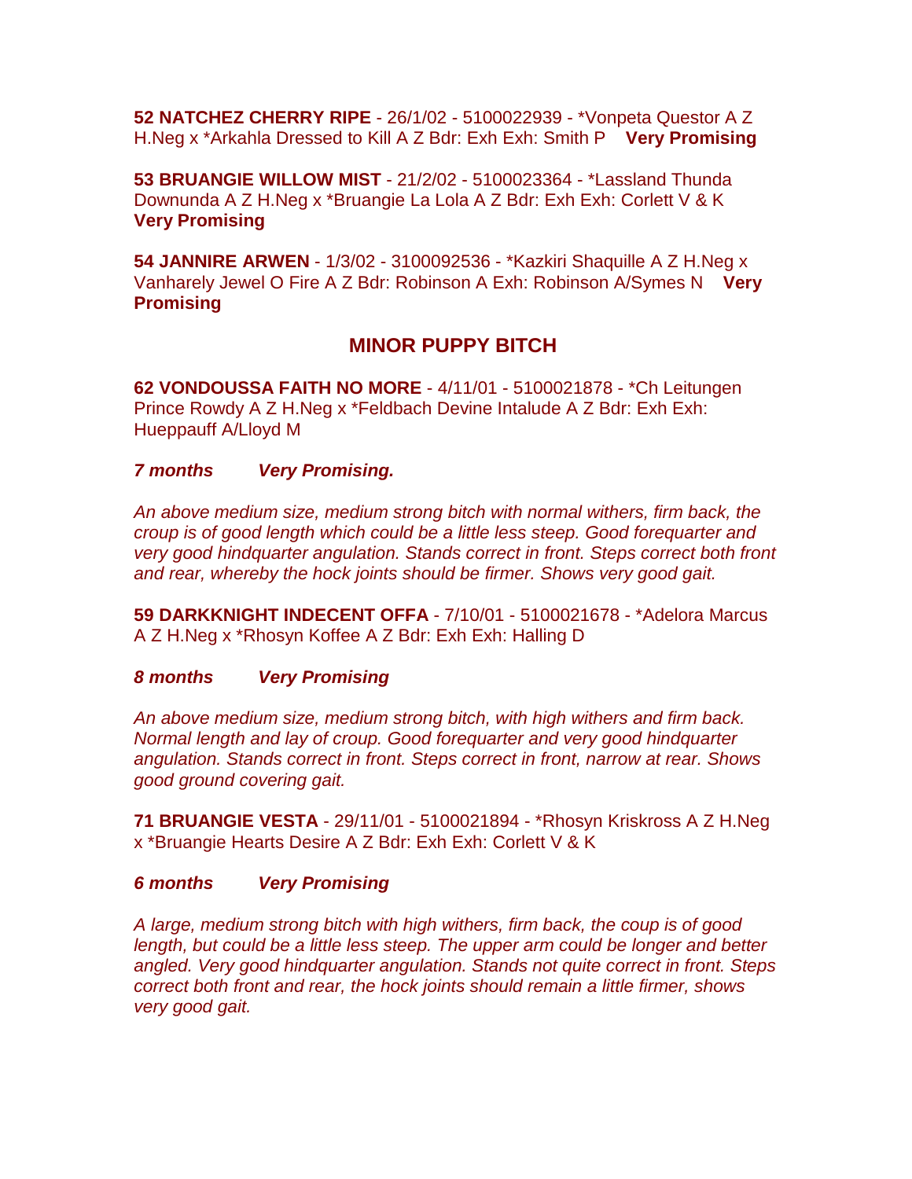**52 NATCHEZ CHERRY RIPE** - 26/1/02 - 5100022939 - *Vonpeta Questor A Z H.Neg x *Arkahla Dressed to Kill A Z Bdr: Exh Exh: Smith P **Very Promising**

**53 BRUANGIE WILLOW MIST** - 21/2/02 - 5100023364 - *Lassland Thunda Downunda A Z H.Neg x *Bruangie La Lola A Z Bdr: Exh Exh: Corlett V & K **Very Promising**

**54 JANNIRE ARWEN** - 1/3/02 - 3100092536 - *Kazkiri Shaquille A Z H.Neg x Vanharely Jewel O Fire A Z Bdr: Robinson A Exh: Robinson A/Symes N **Very Promising**

## MINOR PUPPY BITCH

**62 VONDOUSSA FAITH NO MORE** - 4/11/01 - 5100021878 - *Ch Leitungen Prince Rowdy A Z H.Neg x *Feldbach Devine Intalude A Z Bdr: Exh Exh: Hueppauff A/Lloyd M

***7 months Very Promising.***

*An above medium size, medium strong bitch with normal withers, firm back, the croup is of good length which could be a little less steep. Good forequarter and very good hindquarter angulation. Stands correct in front. Steps correct both front and rear, whereby the hock joints should be firmer. Shows very good gait.*

**59 DARKKNIGHT INDECENT OFFA** - 7/10/01 - 5100021678 - *Adelora Marcus A Z H.Neg x *Rhosyn Koffee A Z Bdr: Exh Exh: Halling D

***8 months Very Promising***

*An above medium size, medium strong bitch, with high withers and firm back. Normal length and lay of croup. Good forequarter and very good hindquarter angulation. Stands correct in front. Steps correct in front, narrow at rear. Shows good ground covering gait.*

**71 BRUANGIE VESTA** - 29/11/01 - 5100021894 - *Rhosyn Kriskross A Z H.Neg x *Bruangie Hearts Desire A Z Bdr: Exh Exh: Corlett V & K

***6 months Very Promising***

*A large, medium strong bitch with high withers, firm back, the coup is of good length, but could be a little less steep. The upper arm could be longer and better angled. Very good hindquarter angulation. Stands not quite correct in front. Steps correct both front and rear, the hock joints should remain a little firmer, shows very good gait.*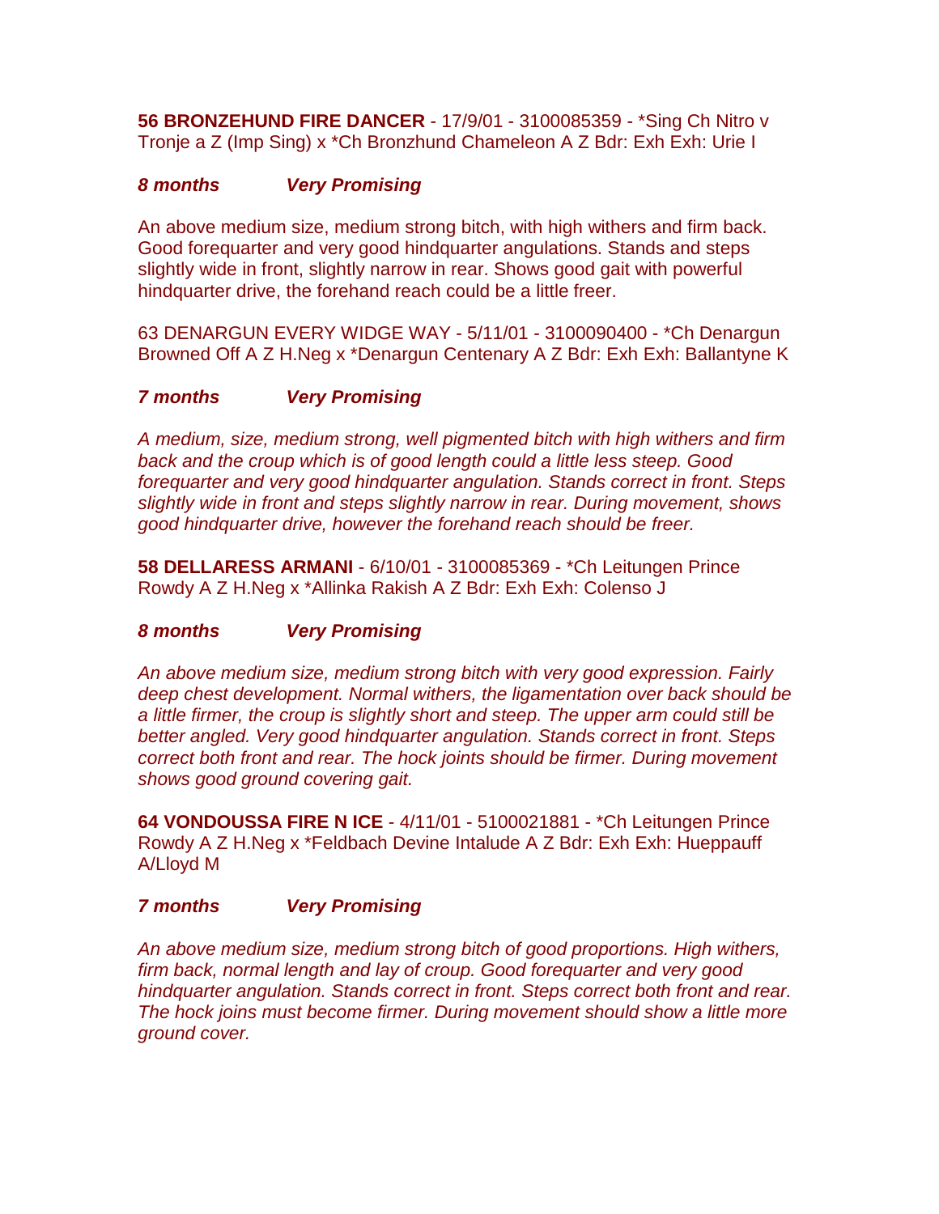**56 BRONZEHUND FIRE DANCER** - 17/9/01 - 3100085359 - *Sing Ch Nitro v Tronje a Z (Imp Sing) x *Ch Bronzhund Chameleon A Z Bdr: Exh Exh: Urie I

***8 months Very Promising***

An above medium size, medium strong bitch, with high withers and firm back. Good forequarter and very good hindquarter angulations. Stands and steps slightly wide in front, slightly narrow in rear. Shows good gait with powerful hindquarter drive, the forehand reach could be a little freer.

63 DENARGUN EVERY WIDGE WAY - 5/11/01 - 3100090400 - *Ch Denargun Browned Off A Z H.Neg x *Denargun Centenary A Z Bdr: Exh Exh: Ballantyne K

***7 months Very Promising***

*A medium, size, medium strong, well pigmented bitch with high withers and firm back and the croup which is of good length could a little less steep. Good forequarter and very good hindquarter angulation. Stands correct in front. Steps slightly wide in front and steps slightly narrow in rear. During movement, shows good hindquarter drive, however the forehand reach should be freer.*

**58 DELLARESS ARMANI** - 6/10/01 - 3100085369 - *Ch Leitungen Prince Rowdy A Z H.Neg x *Allinka Rakish A Z Bdr: Exh Exh: Colenso J

***8 months Very Promising***

*An above medium size, medium strong bitch with very good expression. Fairly deep chest development. Normal withers, the ligamentation over back should be a little firmer, the croup is slightly short and steep. The upper arm could still be better angled. Very good hindquarter angulation. Stands correct in front. Steps correct both front and rear. The hock joints should be firmer. During movement shows good ground covering gait.*

**64 VONDOUSSA FIRE N ICE** - 4/11/01 - 5100021881 - *Ch Leitungen Prince Rowdy A Z H.Neg x *Feldbach Devine Intalude A Z Bdr: Exh Exh: Hueppauff A/Lloyd M

***7 months Very Promising***

*An above medium size, medium strong bitch of good proportions. High withers, firm back, normal length and lay of croup. Good forequarter and very good hindquarter angulation. Stands correct in front. Steps correct both front and rear. The hock joins must become firmer. During movement should show a little more ground cover.*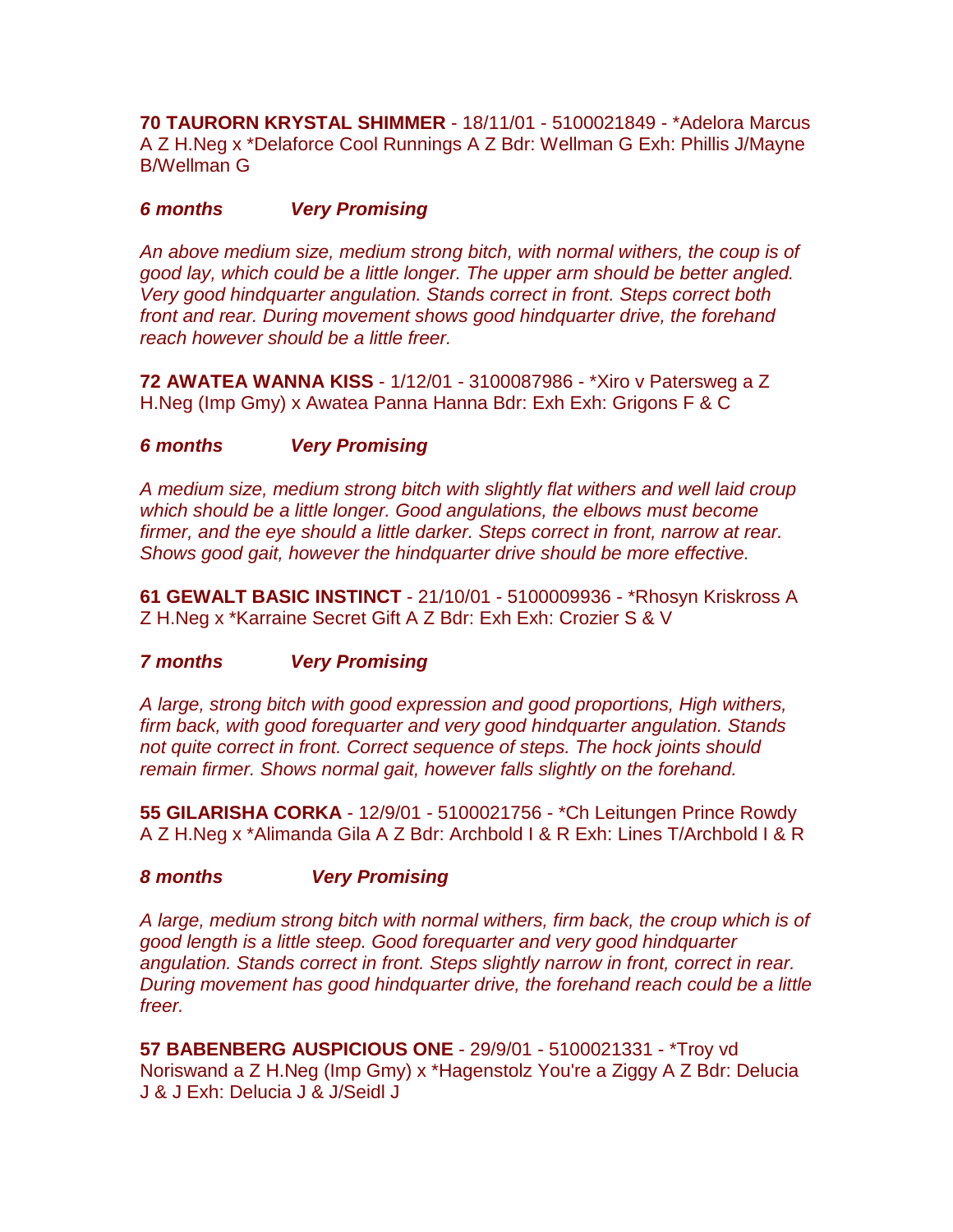**70 TAURORN KRYSTAL SHIMMER** - 18/11/01 - 5100021849 - *Adelora Marcus A Z H.Neg x *Delaforce Cool Runnings A Z Bdr: Wellman G Exh: Phillis J/Mayne B/Wellman G

***6 months Very Promising***

*An above medium size, medium strong bitch, with normal withers, the coup is of good lay, which could be a little longer. The upper arm should be better angled. Very good hindquarter angulation. Stands correct in front. Steps correct both front and rear. During movement shows good hindquarter drive, the forehand reach however should be a little freer.*

**72 AWATEA WANNA KISS** - 1/12/01 - 3100087986 - *Xiro v Patersweg a Z H.Neg (Imp Gmy) x Awatea Panna Hanna Bdr: Exh Exh: Grigons F & C

***6 months Very Promising***

*A medium size, medium strong bitch with slightly flat withers and well laid croup which should be a little longer. Good angulations, the elbows must become firmer, and the eye should a little darker. Steps correct in front, narrow at rear. Shows good gait, however the hindquarter drive should be more effective.*

**61 GEWALT BASIC INSTINCT** - 21/10/01 - 5100009936 - *Rhosyn Kriskross A Z H.Neg x *Karraine Secret Gift A Z Bdr: Exh Exh: Crozier S & V

***7 months Very Promising***

*A large, strong bitch with good expression and good proportions, High withers, firm back, with good forequarter and very good hindquarter angulation. Stands not quite correct in front. Correct sequence of steps. The hock joints should remain firmer. Shows normal gait, however falls slightly on the forehand.*

**55 GILARISHA CORKA** - 12/9/01 - 5100021756 - *Ch Leitungen Prince Rowdy A Z H.Neg x *Alimanda Gila A Z Bdr: Archbold I & R Exh: Lines T/Archbold I & R

***8 months Very Promising***

*A large, medium strong bitch with normal withers, firm back, the croup which is of good length is a little steep. Good forequarter and very good hindquarter angulation. Stands correct in front. Steps slightly narrow in front, correct in rear. During movement has good hindquarter drive, the forehand reach could be a little freer.*

**57 BABENBERG AUSPICIOUS ONE** - 29/9/01 - 5100021331 - *Troy vd Noriswand a Z H.Neg (Imp Gmy) x *Hagenstolz You're a Ziggy A Z Bdr: Delucia J & J Exh: Delucia J & J/Seidl J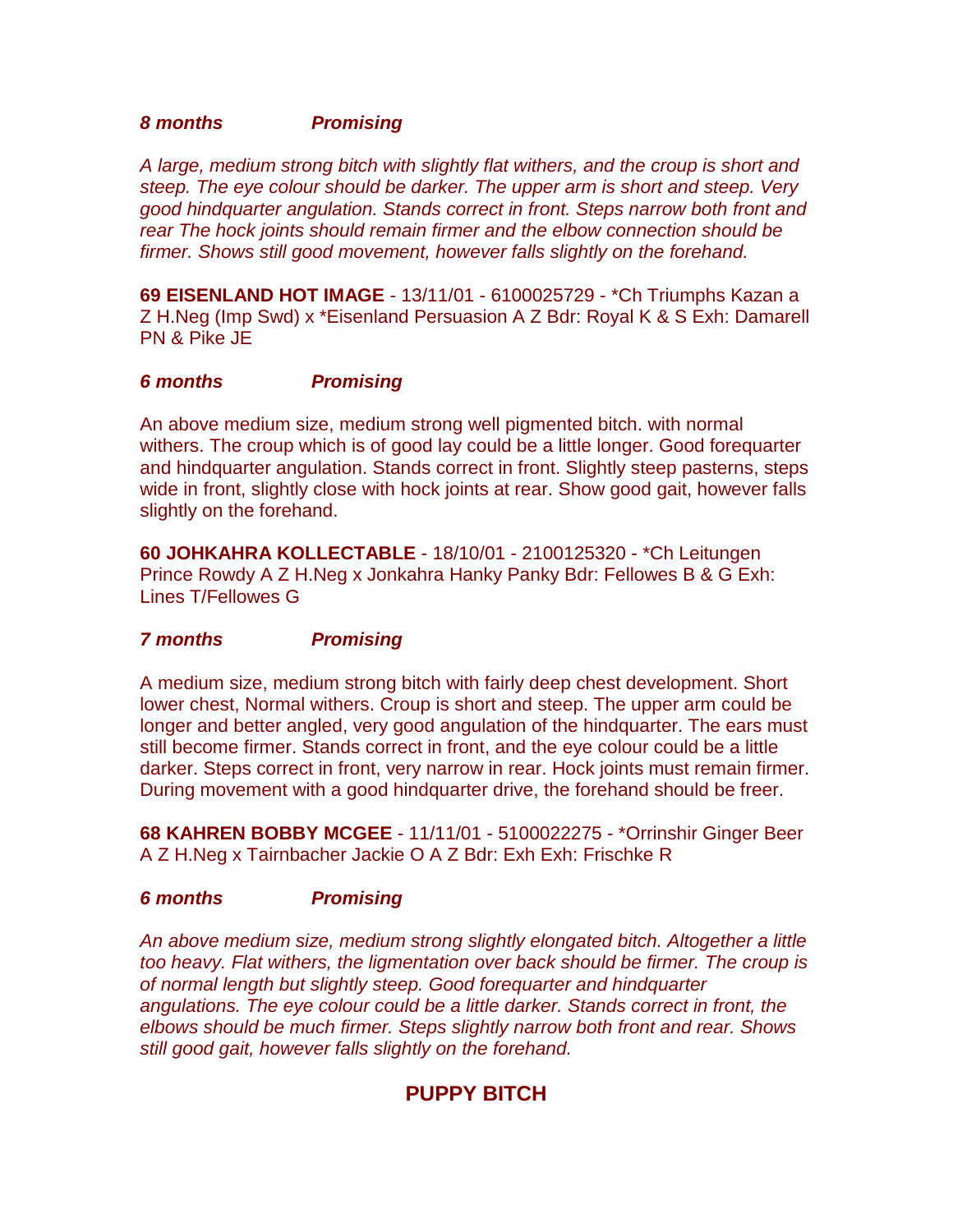***8 months          Promising***

*A large, medium strong bitch with slightly flat withers, and the croup is short and steep. The eye colour should be darker. The upper arm is short and steep. Very good hindquarter angulation. Stands correct in front. Steps narrow both front and rear The hock joints should remain firmer and the elbow connection should be firmer. Shows still good movement, however falls slightly on the forehand.*

**69 EISENLAND HOT IMAGE** - 13/11/01 - 6100025729 - *Ch Triumphs Kazan a Z H.Neg (Imp Swd) x *Eisenland Persuasion A Z Bdr: Royal K & S Exh: Damarell PN & Pike JE

***6 months          Promising***

An above medium size, medium strong well pigmented bitch. with normal withers. The croup which is of good lay could be a little longer. Good forequarter and hindquarter angulation. Stands correct in front. Slightly steep pasterns, steps wide in front, slightly close with hock joints at rear. Show good gait, however falls slightly on the forehand.

**60 JOHKAHRA KOLLECTABLE** - 18/10/01 - 2100125320 - *Ch Leitungen Prince Rowdy A Z H.Neg x Jonkahra Hanky Panky Bdr: Fellowes B & G Exh: Lines T/Fellowes G

***7 months          Promising***

A medium size, medium strong bitch with fairly deep chest development. Short lower chest, Normal withers. Croup is short and steep. The upper arm could be longer and better angled, very good angulation of the hindquarter. The ears must still become firmer. Stands correct in front, and the eye colour could be a little darker. Steps correct in front, very narrow in rear. Hock joints must remain firmer. During movement with a good hindquarter drive, the forehand should be freer.

**68 KAHREN BOBBY MCGEE** - 11/11/01 - 5100022275 - *Orrinshir Ginger Beer A Z H.Neg x Tairnbacher Jackie O A Z Bdr: Exh Exh: Frischke R

***6 months          Promising***

*An above medium size, medium strong slightly elongated bitch. Altogether a little too heavy. Flat withers, the ligmentation over back should be firmer. The croup is of normal length but slightly steep. Good forequarter and hindquarter angulations. The eye colour could be a little darker. Stands correct in front, the elbows should be much firmer. Steps slightly narrow both front and rear. Shows still good gait, however falls slightly on the forehand.*

## PUPPY BITCH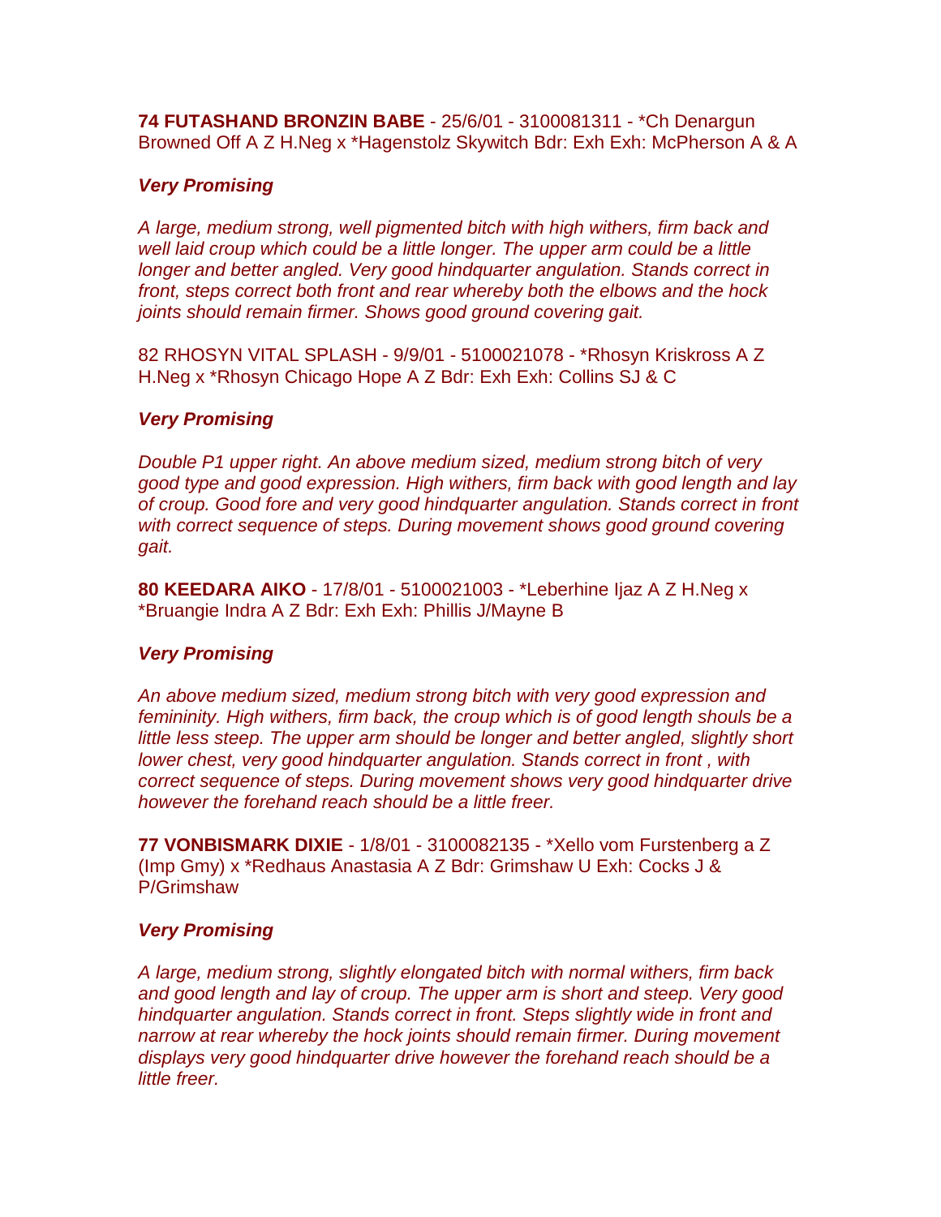**74 FUTASHAND BRONZIN BABE** - 25/6/01 - 3100081311 - *Ch Denargun Browned Off A Z H.Neg x *Hagenstolz Skywitch Bdr: Exh Exh: McPherson A & A

***Very Promising***

*A large, medium strong, well pigmented bitch with high withers, firm back and well laid croup which could be a little longer. The upper arm could be a little longer and better angled. Very good hindquarter angulation. Stands correct in front, steps correct both front and rear whereby both the elbows and the hock joints should remain firmer. Shows good ground covering gait.*

82 RHOSYN VITAL SPLASH - 9/9/01 - 5100021078 - *Rhosyn Kriskross A Z H.Neg x *Rhosyn Chicago Hope A Z Bdr: Exh Exh: Collins SJ & C

***Very Promising***

*Double P1 upper right. An above medium sized, medium strong bitch of very good type and good expression. High withers, firm back with good length and lay of croup. Good fore and very good hindquarter angulation. Stands correct in front with correct sequence of steps. During movement shows good ground covering gait.*

**80 KEEDARA AIKO** - 17/8/01 - 5100021003 - *Leberhine Ijaz A Z H.Neg x *Bruangie Indra A Z Bdr: Exh Exh: Phillis J/Mayne B

***Very Promising***

*An above medium sized, medium strong bitch with very good expression and femininity. High withers, firm back, the croup which is of good length shouls be a little less steep. The upper arm should be longer and better angled, slightly short lower chest, very good hindquarter angulation. Stands correct in front , with correct sequence of steps. During movement shows very good hindquarter drive however the forehand reach should be a little freer.*

**77 VONBISMARK DIXIE** - 1/8/01 - 3100082135 - *Xello vom Furstenberg a Z (Imp Gmy) x *Redhaus Anastasia A Z Bdr: Grimshaw U Exh: Cocks J & P/Grimshaw

***Very Promising***

*A large, medium strong, slightly elongated bitch with normal withers, firm back and good length and lay of croup. The upper arm is short and steep. Very good hindquarter angulation. Stands correct in front. Steps slightly wide in front and narrow at rear whereby the hock joints should remain firmer. During movement displays very good hindquarter drive however the forehand reach should be a little freer.*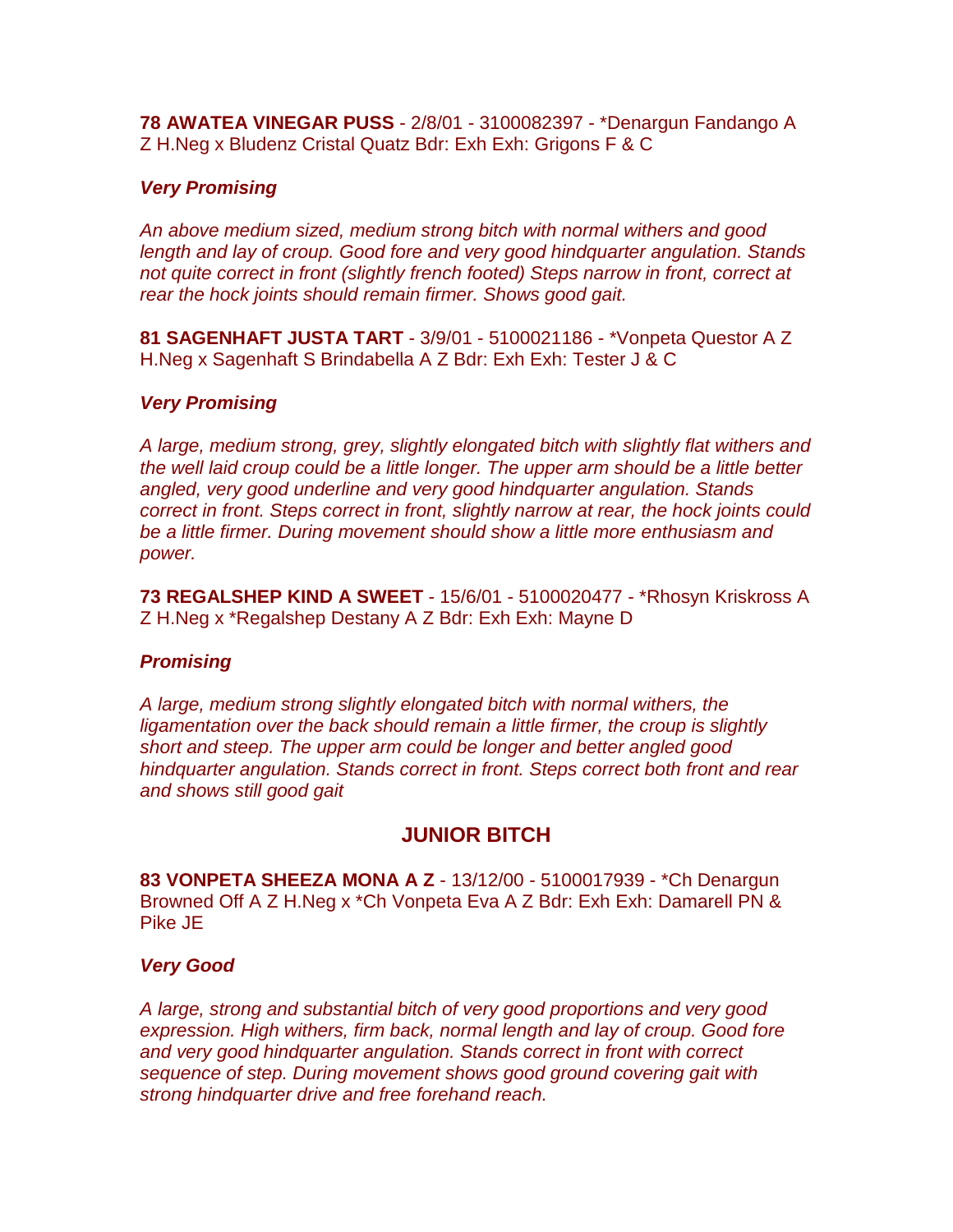**78 AWATEA VINEGAR PUSS** - 2/8/01 - 3100082397 - *Denargun Fandango A Z H.Neg x Bludenz Cristal Quatz Bdr: Exh Exh: Grigons F & C

***Very Promising***

*An above medium sized, medium strong bitch with normal withers and good length and lay of croup. Good fore and very good hindquarter angulation. Stands not quite correct in front (slightly french footed) Steps narrow in front, correct at rear the hock joints should remain firmer. Shows good gait.*

**81 SAGENHAFT JUSTA TART** - 3/9/01 - 5100021186 - *Vonpeta Questor A Z H.Neg x Sagenhaft S Brindabella A Z Bdr: Exh Exh: Tester J & C

***Very Promising***

*A large, medium strong, grey, slightly elongated bitch with slightly flat withers and the well laid croup could be a little longer. The upper arm should be a little better angled, very good underline and very good hindquarter angulation. Stands correct in front. Steps correct in front, slightly narrow at rear, the hock joints could be a little firmer. During movement should show a little more enthusiasm and power.*

**73 REGALSHEP KIND A SWEET** - 15/6/01 - 5100020477 - *Rhosyn Kriskross A Z H.Neg x *Regalshep Destany A Z Bdr: Exh Exh: Mayne D

***Promising***

*A large, medium strong slightly elongated bitch with normal withers, the ligamentation over the back should remain a little firmer, the croup is slightly short and steep. The upper arm could be longer and better angled good hindquarter angulation. Stands correct in front. Steps correct both front and rear and shows still good gait*

## JUNIOR BITCH

**83 VONPETA SHEEZA MONA A Z** - 13/12/00 - 5100017939 - *Ch Denargun Browned Off A Z H.Neg x *Ch Vonpeta Eva A Z Bdr: Exh Exh: Damarell PN & Pike JE

***Very Good***

*A large, strong and substantial bitch of very good proportions and very good expression. High withers, firm back, normal length and lay of croup. Good fore and very good hindquarter angulation. Stands correct in front with correct sequence of step. During movement shows good ground covering gait with strong hindquarter drive and free forehand reach.*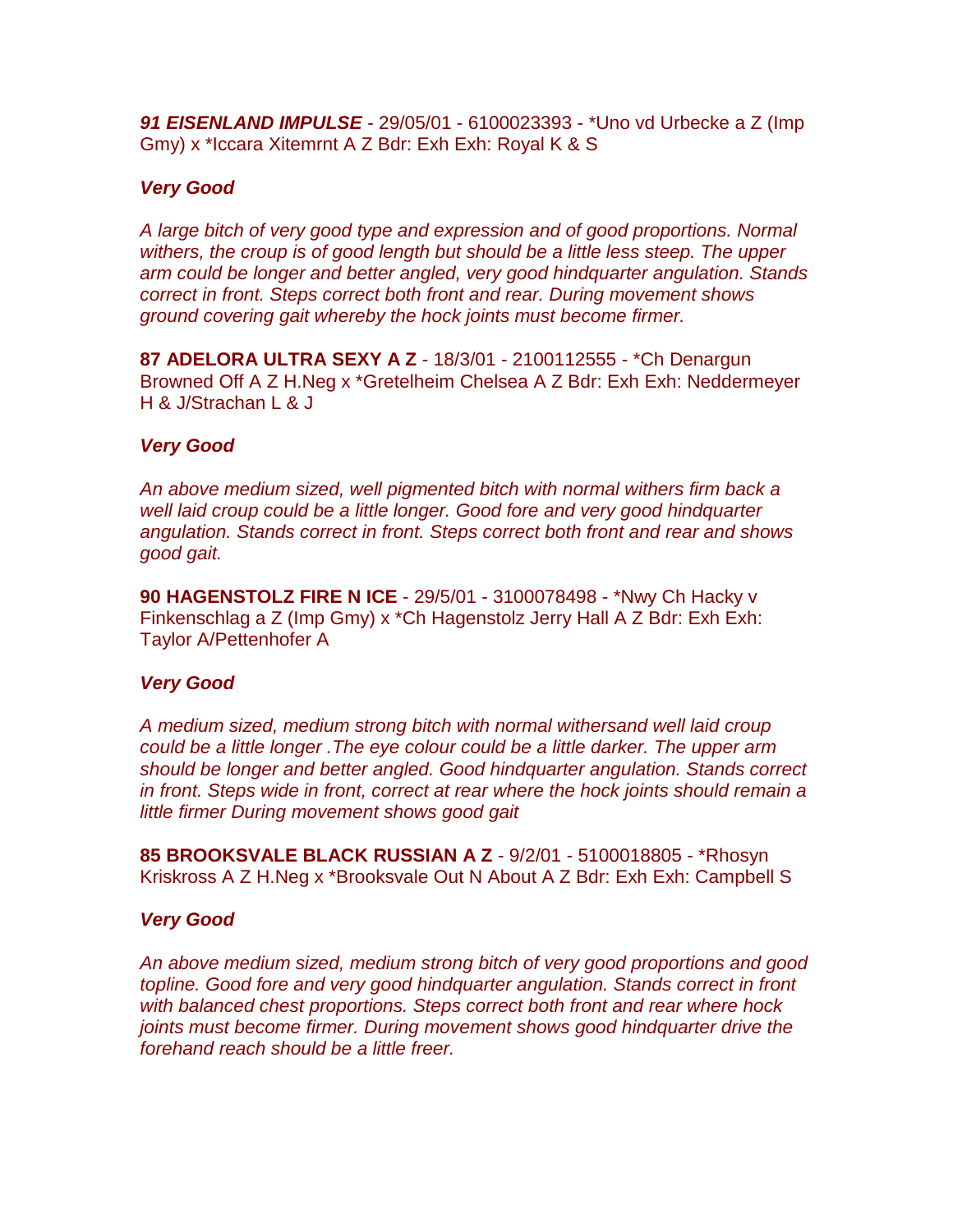***91 EISENLAND IMPULSE*** - 29/05/01 - 6100023393 - *Uno vd Urbecke a Z (Imp Gmy) x *Iccara Xitemrnt A Z Bdr: Exh Exh: Royal K & S

***Very Good***

*A large bitch of very good type and expression and of good proportions. Normal withers, the croup is of good length but should be a little less steep. The upper arm could be longer and better angled, very good hindquarter angulation. Stands correct in front. Steps correct both front and rear. During movement shows ground covering gait whereby the hock joints must become firmer.*

**87 ADELORA ULTRA SEXY A Z** - 18/3/01 - 2100112555 - *Ch Denargun Browned Off A Z H.Neg x *Gretelheim Chelsea A Z Bdr: Exh Exh: Neddermeyer H & J/Strachan L & J

***Very Good***

*An above medium sized, well pigmented bitch with normal withers firm back a well laid croup could be a little longer. Good fore and very good hindquarter angulation. Stands correct in front. Steps correct both front and rear and shows good gait.*

**90 HAGENSTOLZ FIRE N ICE** - 29/5/01 - 3100078498 - *Nwy Ch Hacky v Finkenschlag a Z (Imp Gmy) x *Ch Hagenstolz Jerry Hall A Z Bdr: Exh Exh: Taylor A/Pettenhofer A

***Very Good***

*A medium sized, medium strong bitch with normal withersand well laid croup could be a little longer .The eye colour could be a little darker. The upper arm should be longer and better angled. Good hindquarter angulation. Stands correct in front. Steps wide in front, correct at rear where the hock joints should remain a little firmer During movement shows good gait*

**85 BROOKSVALE BLACK RUSSIAN A Z** - 9/2/01 - 5100018805 - *Rhosyn Kriskross A Z H.Neg x *Brooksvale Out N About A Z Bdr: Exh Exh: Campbell S

***Very Good***

*An above medium sized, medium strong bitch of very good proportions and good topline. Good fore and very good hindquarter angulation. Stands correct in front with balanced chest proportions. Steps correct both front and rear where hock joints must become firmer. During movement shows good hindquarter drive the forehand reach should be a little freer.*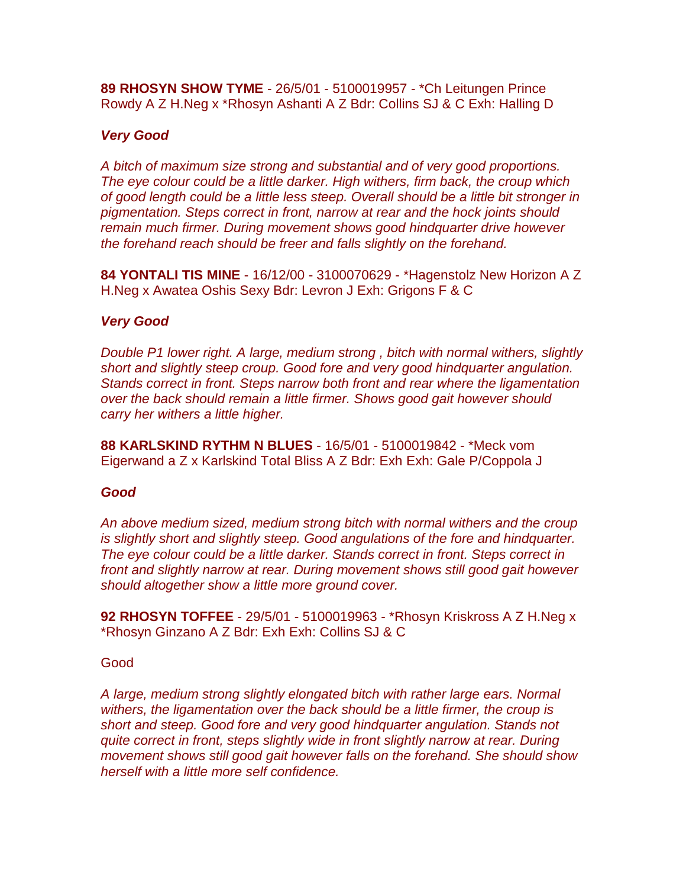**89 RHOSYN SHOW TYME** - 26/5/01 - 5100019957 - *Ch Leitungen Prince Rowdy A Z H.Neg x *Rhosyn Ashanti A Z Bdr: Collins SJ & C Exh: Halling D

***Very Good***

*A bitch of maximum size strong and substantial and of very good proportions. The eye colour could be a little darker. High withers, firm back, the croup which of good length could be a little less steep. Overall should be a little bit stronger in pigmentation. Steps correct in front, narrow at rear and the hock joints should remain much firmer. During movement shows good hindquarter drive however the forehand reach should be freer and falls slightly on the forehand.*

**84 YONTALI TIS MINE** - 16/12/00 - 3100070629 - *Hagenstolz New Horizon A Z H.Neg x Awatea Oshis Sexy Bdr: Levron J Exh: Grigons F & C

***Very Good***

*Double P1 lower right. A large, medium strong , bitch with normal withers, slightly short and slightly steep croup. Good fore and very good hindquarter angulation. Stands correct in front. Steps narrow both front and rear where the ligamentation over the back should remain a little firmer. Shows good gait however should carry her withers a little higher.*

**88 KARLSKIND RYTHM N BLUES** - 16/5/01 - 5100019842 - *Meck vom Eigerwand a Z x Karlskind Total Bliss A Z Bdr: Exh Exh: Gale P/Coppola J

***Good***

*An above medium sized, medium strong bitch with normal withers and the croup is slightly short and slightly steep. Good angulations of the fore and hindquarter. The eye colour could be a little darker. Stands correct in front. Steps correct in front and slightly narrow at rear. During movement shows still good gait however should altogether show a little more ground cover.*

**92 RHOSYN TOFFEE** - 29/5/01 - 5100019963 - *Rhosyn Kriskross A Z H.Neg x *Rhosyn Ginzano A Z Bdr: Exh Exh: Collins SJ & C

Good

*A large, medium strong slightly elongated bitch with rather large ears. Normal withers, the ligamentation over the back should be a little firmer, the croup is short and steep. Good fore and very good hindquarter angulation. Stands not quite correct in front, steps slightly wide in front slightly narrow at rear. During movement shows still good gait however falls on the forehand. She should show herself with a little more self confidence.*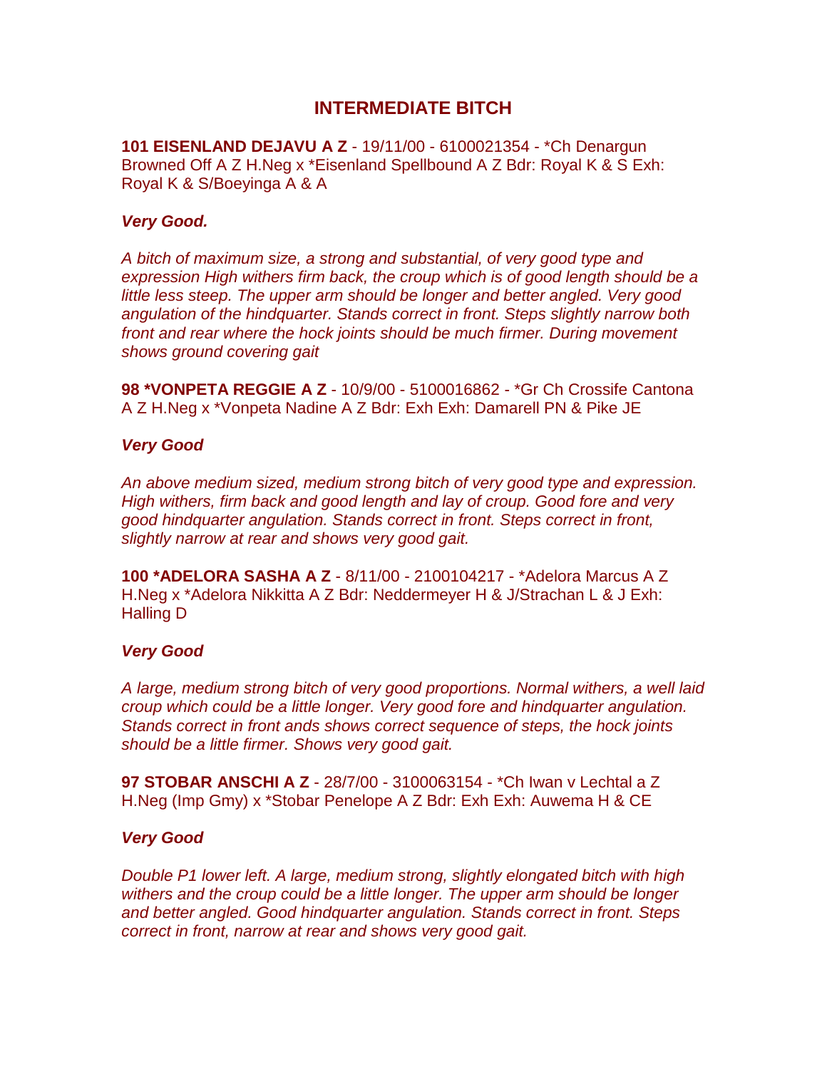## INTERMEDIATE BITCH

**101 EISENLAND DEJAVU A Z** - 19/11/00 - 6100021354 - *Ch Denargun Browned Off A Z H.Neg x *Eisenland Spellbound A Z Bdr: Royal K & S Exh: Royal K & S/Boeyinga A & A

***Very Good.***

*A bitch of maximum size, a strong and substantial, of very good type and expression High withers firm back, the croup which is of good length should be a little less steep. The upper arm should be longer and better angled. Very good angulation of the hindquarter. Stands correct in front. Steps slightly narrow both front and rear where the hock joints should be much firmer. During movement shows ground covering gait*

**98 *VONPETA REGGIE A Z** - 10/9/00 - 5100016862 - *Gr Ch Crossife Cantona A Z H.Neg x *Vonpeta Nadine A Z Bdr: Exh Exh: Damarell PN & Pike JE

***Very Good***

*An above medium sized, medium strong bitch of very good type and expression. High withers, firm back and good length and lay of croup. Good fore and very good hindquarter angulation. Stands correct in front. Steps correct in front, slightly narrow at rear and shows very good gait.*

**100 *ADELORA SASHA A Z** - 8/11/00 - 2100104217 - *Adelora Marcus A Z H.Neg x *Adelora Nikkitta A Z Bdr: Neddermeyer H & J/Strachan L & J Exh: Halling D

***Very Good***

*A large, medium strong bitch of very good proportions. Normal withers, a well laid croup which could be a little longer. Very good fore and hindquarter angulation. Stands correct in front ands shows correct sequence of steps, the hock joints should be a little firmer. Shows very good gait.*

**97 STOBAR ANSCHI A Z** - 28/7/00 - 3100063154 - *Ch Iwan v Lechtal a Z H.Neg (Imp Gmy) x *Stobar Penelope A Z Bdr: Exh Exh: Auwema H & CE

***Very Good***

*Double P1 lower left. A large, medium strong, slightly elongated bitch with high withers and the croup could be a little longer. The upper arm should be longer and better angled. Good hindquarter angulation. Stands correct in front. Steps correct in front, narrow at rear and shows very good gait.*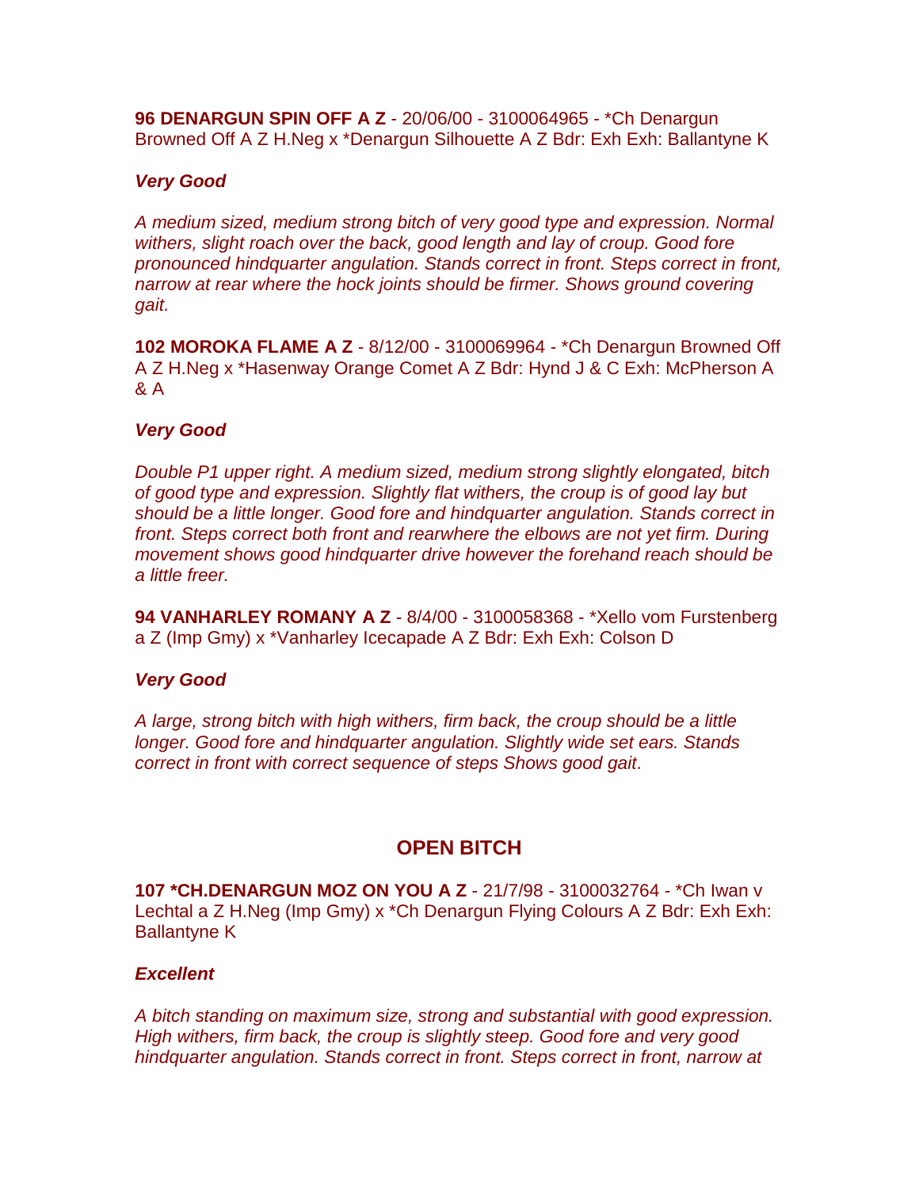**96 DENARGUN SPIN OFF A Z** - 20/06/00 - 3100064965 - *Ch Denargun Browned Off A Z H.Neg x *Denargun Silhouette A Z Bdr: Exh Exh: Ballantyne K

***Very Good***

*A medium sized, medium strong bitch of very good type and expression. Normal withers, slight roach over the back, good length and lay of croup. Good fore pronounced hindquarter angulation. Stands correct in front. Steps correct in front, narrow at rear where the hock joints should be firmer. Shows ground covering gait.*

**102 MOROKA FLAME A Z** - 8/12/00 - 3100069964 - *Ch Denargun Browned Off A Z H.Neg x *Hasenway Orange Comet A Z Bdr: Hynd J & C Exh: McPherson A & A

***Very Good***

*Double P1 upper right. A medium sized, medium strong slightly elongated, bitch of good type and expression. Slightly flat withers, the croup is of good lay but should be a little longer. Good fore and hindquarter angulation. Stands correct in front. Steps correct both front and rearwhere the elbows are not yet firm. During movement shows good hindquarter drive however the forehand reach should be a little freer.*

**94 VANHARLEY ROMANY A Z** - 8/4/00 - 3100058368 - *Xello vom Furstenberg a Z (Imp Gmy) x *Vanharley Icecapade A Z Bdr: Exh Exh: Colson D

***Very Good***

*A large, strong bitch with high withers, firm back, the croup should be a little longer. Good fore and hindquarter angulation. Slightly wide set ears. Stands correct in front with correct sequence of steps Shows good gait*.

## OPEN BITCH

**107 *CH.DENARGUN MOZ ON YOU A Z** - 21/7/98 - 3100032764 - *Ch Iwan v Lechtal a Z H.Neg (Imp Gmy) x *Ch Denargun Flying Colours A Z Bdr: Exh Exh: Ballantyne K

***Excellent***

*A bitch standing on maximum size, strong and substantial with good expression. High withers, firm back, the croup is slightly steep. Good fore and very good hindquarter angulation. Stands correct in front. Steps correct in front, narrow at*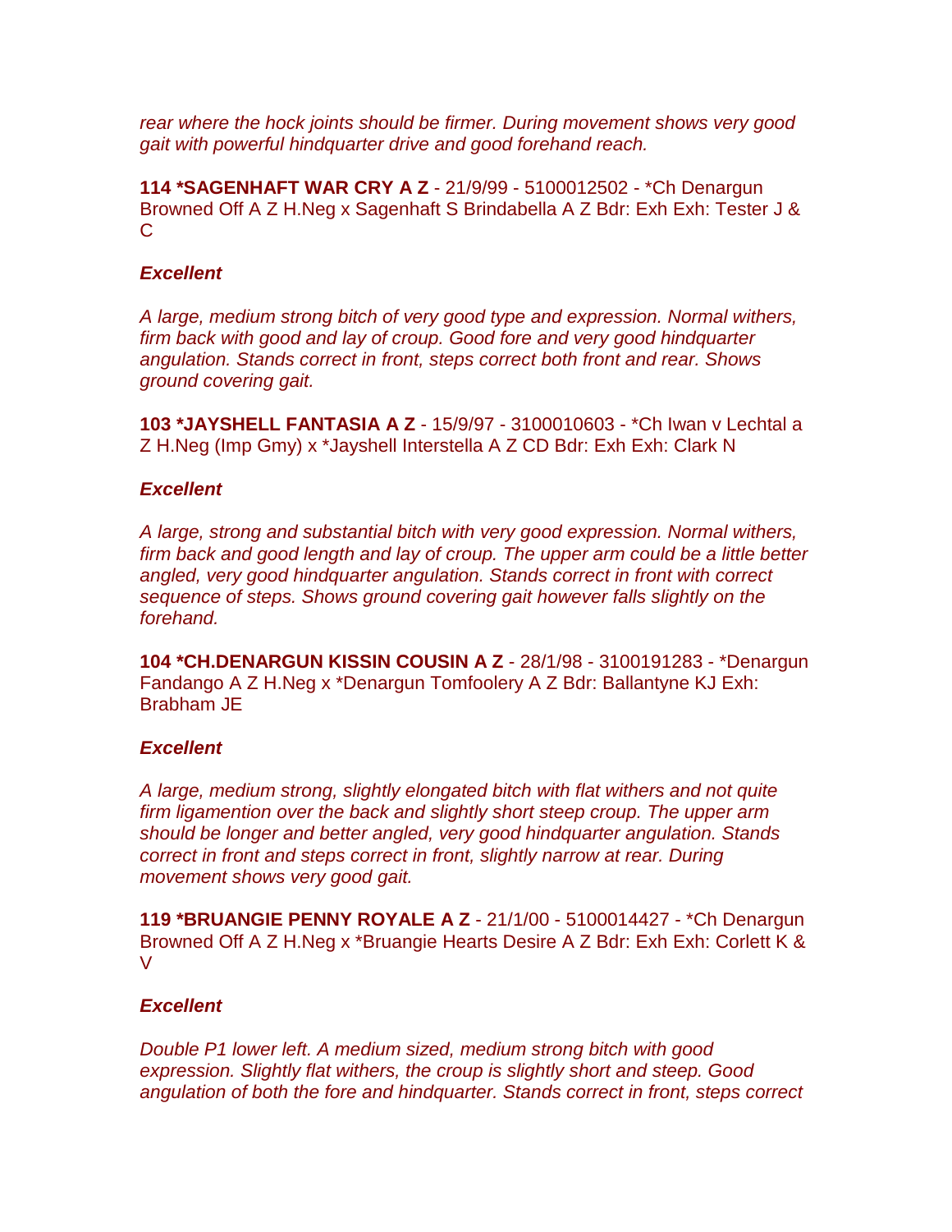*rear where the hock joints should be firmer. During movement shows very good gait with powerful hindquarter drive and good forehand reach.*

**114 *SAGENHAFT WAR CRY A Z** - 21/9/99 - 5100012502 - *Ch Denargun Browned Off A Z H.Neg x Sagenhaft S Brindabella A Z Bdr: Exh Exh: Tester J & C

***Excellent***

*A large, medium strong bitch of very good type and expression. Normal withers, firm back with good and lay of croup. Good fore and very good hindquarter angulation. Stands correct in front, steps correct both front and rear. Shows ground covering gait.*

**103 *JAYSHELL FANTASIA A Z** - 15/9/97 - 3100010603 - *Ch Iwan v Lechtal a Z H.Neg (Imp Gmy) x *Jayshell Interstella A Z CD Bdr: Exh Exh: Clark N

***Excellent***

*A large, strong and substantial bitch with very good expression. Normal withers, firm back and good length and lay of croup. The upper arm could be a little better angled, very good hindquarter angulation. Stands correct in front with correct sequence of steps. Shows ground covering gait however falls slightly on the forehand.*

**104 *CH.DENARGUN KISSIN COUSIN A Z** - 28/1/98 - 3100191283 - *Denargun Fandango A Z H.Neg x *Denargun Tomfoolery A Z Bdr: Ballantyne KJ Exh: Brabham JE

***Excellent***

*A large, medium strong, slightly elongated bitch with flat withers and not quite firm ligamention over the back and slightly short steep croup. The upper arm should be longer and better angled, very good hindquarter angulation. Stands correct in front and steps correct in front, slightly narrow at rear. During movement shows very good gait.*

**119 *BRUANGIE PENNY ROYALE A Z** - 21/1/00 - 5100014427 - *Ch Denargun Browned Off A Z H.Neg x *Bruangie Hearts Desire A Z Bdr: Exh Exh: Corlett K & V

***Excellent***

*Double P1 lower left. A medium sized, medium strong bitch with good expression. Slightly flat withers, the croup is slightly short and steep. Good angulation of both the fore and hindquarter. Stands correct in front, steps correct*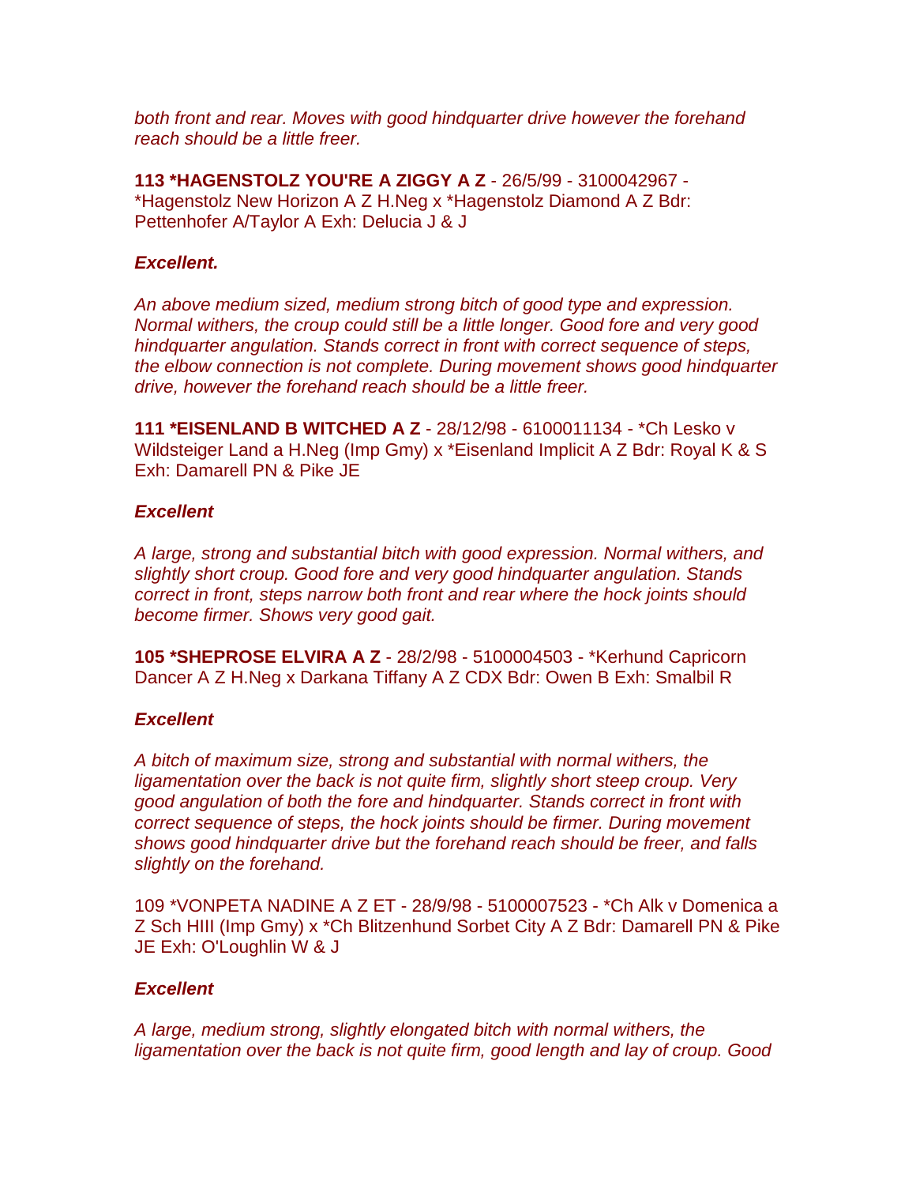*both front and rear. Moves with good hindquarter drive however the forehand reach should be a little freer.*

**113 *HAGENSTOLZ YOU'RE A ZIGGY A Z** - 26/5/99 - 3100042967 - *Hagenstolz New Horizon A Z H.Neg x *Hagenstolz Diamond A Z Bdr: Pettenhofer A/Taylor A Exh: Delucia J & J

***Excellent.***

*An above medium sized, medium strong bitch of good type and expression. Normal withers, the croup could still be a little longer. Good fore and very good hindquarter angulation. Stands correct in front with correct sequence of steps, the elbow connection is not complete. During movement shows good hindquarter drive, however the forehand reach should be a little freer.*

**111 *EISENLAND B WITCHED A Z** - 28/12/98 - 6100011134 - *Ch Lesko v Wildsteiger Land a H.Neg (Imp Gmy) x *Eisenland Implicit A Z Bdr: Royal K & S Exh: Damarell PN & Pike JE

***Excellent***

*A large, strong and substantial bitch with good expression. Normal withers, and slightly short croup. Good fore and very good hindquarter angulation. Stands correct in front, steps narrow both front and rear where the hock joints should become firmer. Shows very good gait.*

**105 *SHEPROSE ELVIRA A Z** - 28/2/98 - 5100004503 - *Kerhund Capricorn Dancer A Z H.Neg x Darkana Tiffany A Z CDX Bdr: Owen B Exh: Smalbil R

***Excellent***

*A bitch of maximum size, strong and substantial with normal withers, the ligamentation over the back is not quite firm, slightly short steep croup. Very good angulation of both the fore and hindquarter. Stands correct in front with correct sequence of steps, the hock joints should be firmer. During movement shows good hindquarter drive but the forehand reach should be freer, and falls slightly on the forehand.*

109 *VONPETA NADINE A Z ET - 28/9/98 - 5100007523 - *Ch Alk v Domenica a Z Sch HIII (Imp Gmy) x *Ch Blitzenhund Sorbet City A Z Bdr: Damarell PN & Pike JE Exh: O'Loughlin W & J

***Excellent***

*A large, medium strong, slightly elongated bitch with normal withers, the ligamentation over the back is not quite firm, good length and lay of croup. Good*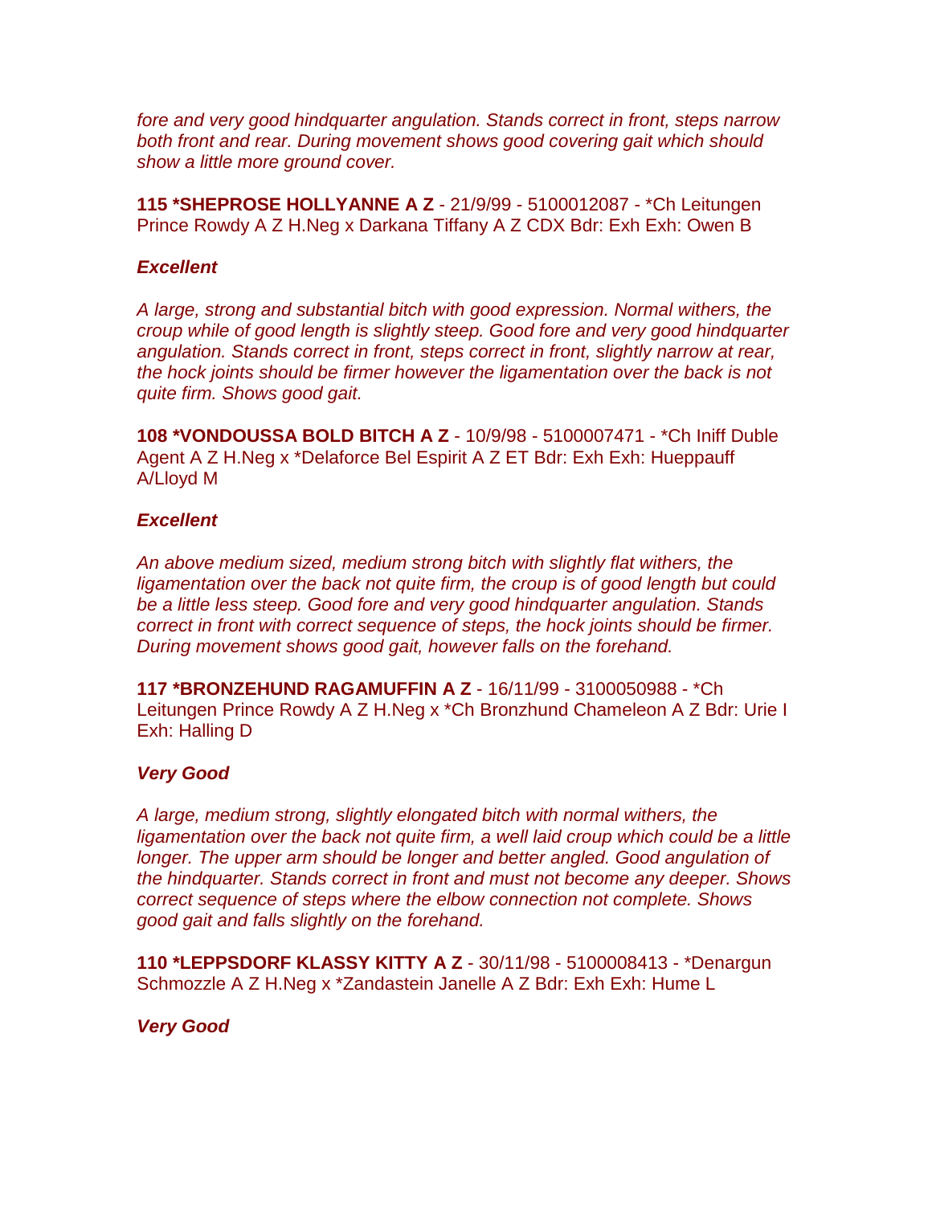*fore and very good hindquarter angulation. Stands correct in front, steps narrow both front and rear. During movement shows good covering gait which should show a little more ground cover.*

**115 *SHEPROSE HOLLYANNE A Z** - 21/9/99 - 5100012087 - *Ch Leitungen Prince Rowdy A Z H.Neg x Darkana Tiffany A Z CDX Bdr: Exh Exh: Owen B

***Excellent***

*A large, strong and substantial bitch with good expression. Normal withers, the croup while of good length is slightly steep. Good fore and very good hindquarter angulation. Stands correct in front, steps correct in front, slightly narrow at rear, the hock joints should be firmer however the ligamentation over the back is not quite firm. Shows good gait.*

**108 *VONDOUSSA BOLD BITCH A Z** - 10/9/98 - 5100007471 - *Ch Iniff Duble Agent A Z H.Neg x *Delaforce Bel Espirit A Z ET Bdr: Exh Exh: Hueppauff A/Lloyd M

***Excellent***

*An above medium sized, medium strong bitch with slightly flat withers, the ligamentation over the back not quite firm, the croup is of good length but could be a little less steep. Good fore and very good hindquarter angulation. Stands correct in front with correct sequence of steps, the hock joints should be firmer. During movement shows good gait, however falls on the forehand.*

**117 *BRONZEHUND RAGAMUFFIN A Z** - 16/11/99 - 3100050988 - *Ch Leitungen Prince Rowdy A Z H.Neg x *Ch Bronzhund Chameleon A Z Bdr: Urie I Exh: Halling D

***Very Good***

*A large, medium strong, slightly elongated bitch with normal withers, the ligamentation over the back not quite firm, a well laid croup which could be a little longer. The upper arm should be longer and better angled. Good angulation of the hindquarter. Stands correct in front and must not become any deeper. Shows correct sequence of steps where the elbow connection not complete. Shows good gait and falls slightly on the forehand.*

**110 *LEPPSDORF KLASSY KITTY A Z** - 30/11/98 - 5100008413 - *Denargun Schmozzle A Z H.Neg x *Zandastein Janelle A Z Bdr: Exh Exh: Hume L

***Very Good***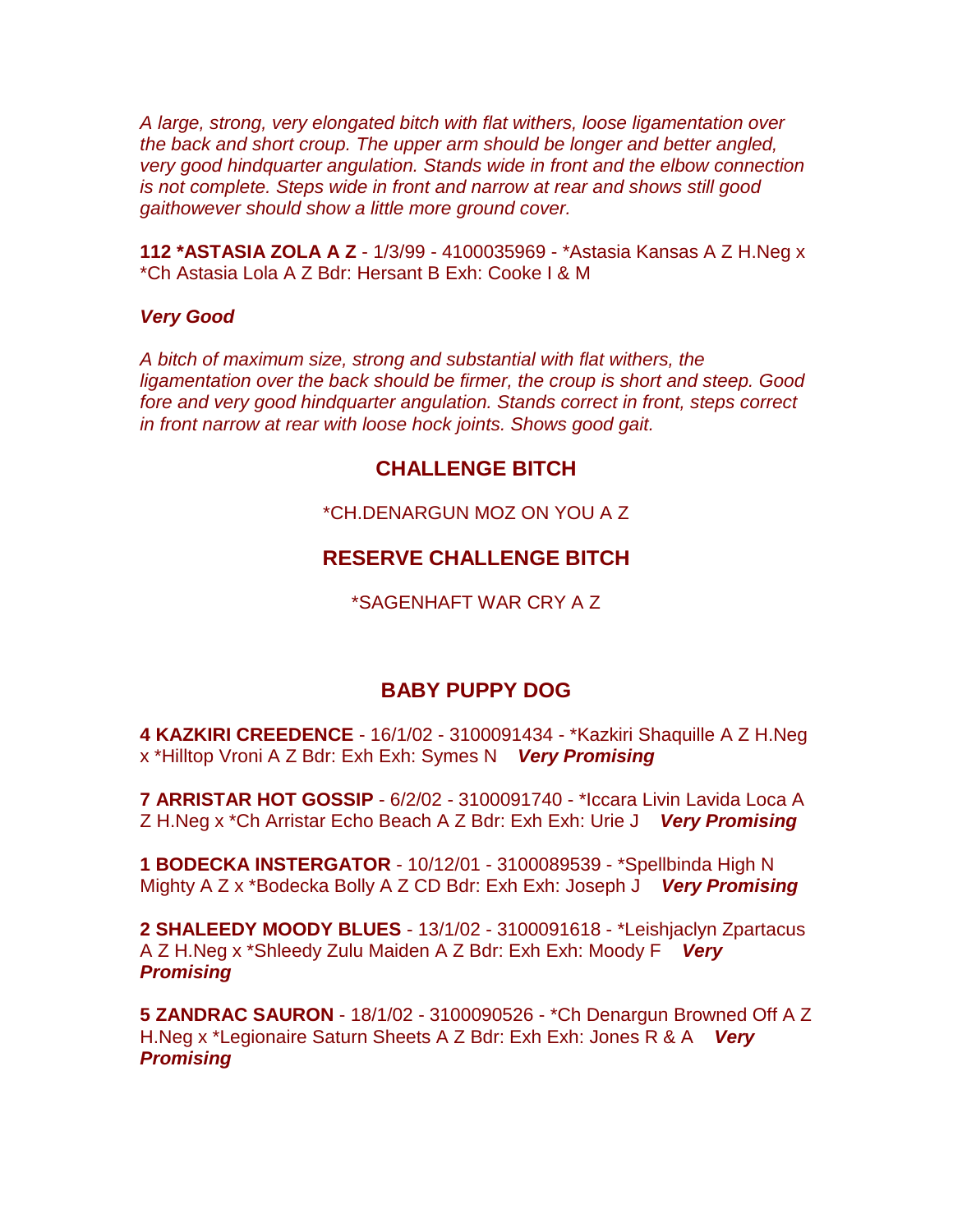*A large, strong, very elongated bitch with flat withers, loose ligamentation over the back and short croup. The upper arm should be longer and better angled, very good hindquarter angulation. Stands wide in front and the elbow connection is not complete. Steps wide in front and narrow at rear and shows still good gaithowever should show a little more ground cover.*

**112 *ASTASIA ZOLA A Z** - 1/3/99 - 4100035969 - *Astasia Kansas A Z H.Neg x *Ch Astasia Lola A Z Bdr: Hersant B Exh: Cooke I & M

***Very Good***

*A bitch of maximum size, strong and substantial with flat withers, the ligamentation over the back should be firmer, the croup is short and steep. Good fore and very good hindquarter angulation. Stands correct in front, steps correct in front narrow at rear with loose hock joints. Shows good gait.*

## CHALLENGE BITCH

*CH.DENARGUN MOZ ON YOU A Z

## RESERVE CHALLENGE BITCH

*SAGENHAFT WAR CRY A Z

## BABY PUPPY DOG

**4 KAZKIRI CREEDENCE** - 16/1/02 - 3100091434 - *Kazkiri Shaquille A Z H.Neg x *Hilltop Vroni A Z Bdr: Exh Exh: Symes N ***Very Promising***

**7 ARRISTAR HOT GOSSIP** - 6/2/02 - 3100091740 - *Iccara Livin Lavida Loca A Z H.Neg x *Ch Arristar Echo Beach A Z Bdr: Exh Exh: Urie J ***Very Promising***

**1 BODECKA INSTERGATOR** - 10/12/01 - 3100089539 - *Spellbinda High N Mighty A Z x *Bodecka Bolly A Z CD Bdr: Exh Exh: Joseph J ***Very Promising***

**2 SHALEEDY MOODY BLUES** - 13/1/02 - 3100091618 - *Leishjaclyn Zpartacus A Z H.Neg x *Shleedy Zulu Maiden A Z Bdr: Exh Exh: Moody F ***Very Promising***

**5 ZANDRAC SAURON** - 18/1/02 - 3100090526 - *Ch Denargun Browned Off A Z H.Neg x *Legionaire Saturn Sheets A Z Bdr: Exh Exh: Jones R & A ***Very Promising***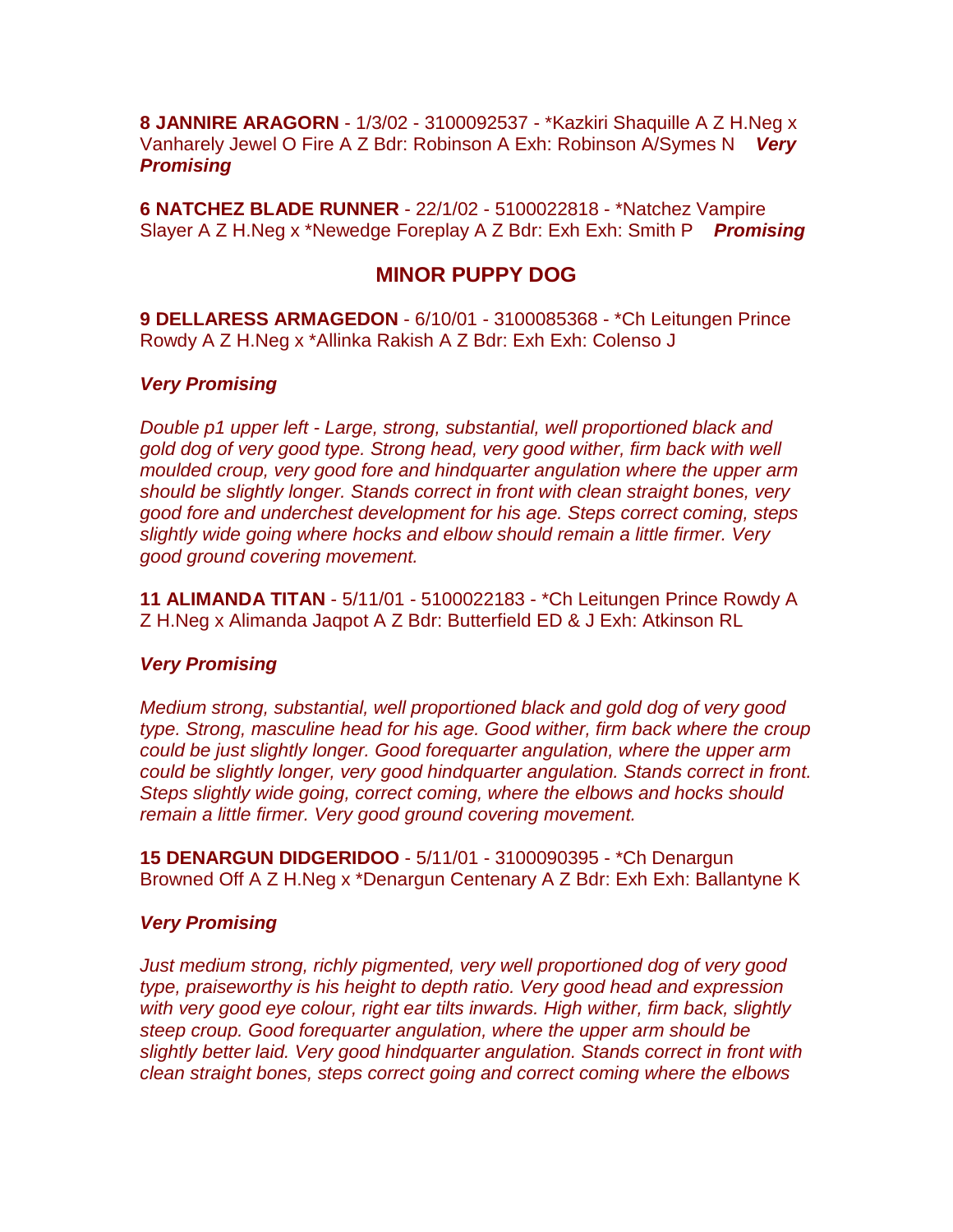**8 JANNIRE ARAGORN** - 1/3/02 - 3100092537 - *Kazkiri Shaquille A Z H.Neg x Vanharely Jewel O Fire A Z Bdr: Robinson A Exh: Robinson A/Symes N ***Very Promising***

**6 NATCHEZ BLADE RUNNER** - 22/1/02 - 5100022818 - *Natchez Vampire Slayer A Z H.Neg x *Newedge Foreplay A Z Bdr: Exh Exh: Smith P ***Promising***

## MINOR PUPPY DOG

**9 DELLARESS ARMAGEDON** - 6/10/01 - 3100085368 - *Ch Leitungen Prince Rowdy A Z H.Neg x *Allinka Rakish A Z Bdr: Exh Exh: Colenso J

***Very Promising***

*Double p1 upper left - Large, strong, substantial, well proportioned black and gold dog of very good type. Strong head, very good wither, firm back with well moulded croup, very good fore and hindquarter angulation where the upper arm should be slightly longer. Stands correct in front with clean straight bones, very good fore and underchest development for his age. Steps correct coming, steps slightly wide going where hocks and elbow should remain a little firmer. Very good ground covering movement.*

**11 ALIMANDA TITAN** - 5/11/01 - 5100022183 - *Ch Leitungen Prince Rowdy A Z H.Neg x Alimanda Jaqpot A Z Bdr: Butterfield ED & J Exh: Atkinson RL

***Very Promising***

*Medium strong, substantial, well proportioned black and gold dog of very good type. Strong, masculine head for his age. Good wither, firm back where the croup could be just slightly longer. Good forequarter angulation, where the upper arm could be slightly longer, very good hindquarter angulation. Stands correct in front. Steps slightly wide going, correct coming, where the elbows and hocks should remain a little firmer. Very good ground covering movement.*

**15 DENARGUN DIDGERIDOO** - 5/11/01 - 3100090395 - *Ch Denargun Browned Off A Z H.Neg x *Denargun Centenary A Z Bdr: Exh Exh: Ballantyne K

***Very Promising***

*Just medium strong, richly pigmented, very well proportioned dog of very good type, praiseworthy is his height to depth ratio. Very good head and expression with very good eye colour, right ear tilts inwards. High wither, firm back, slightly steep croup. Good forequarter angulation, where the upper arm should be slightly better laid. Very good hindquarter angulation. Stands correct in front with clean straight bones, steps correct going and correct coming where the elbows*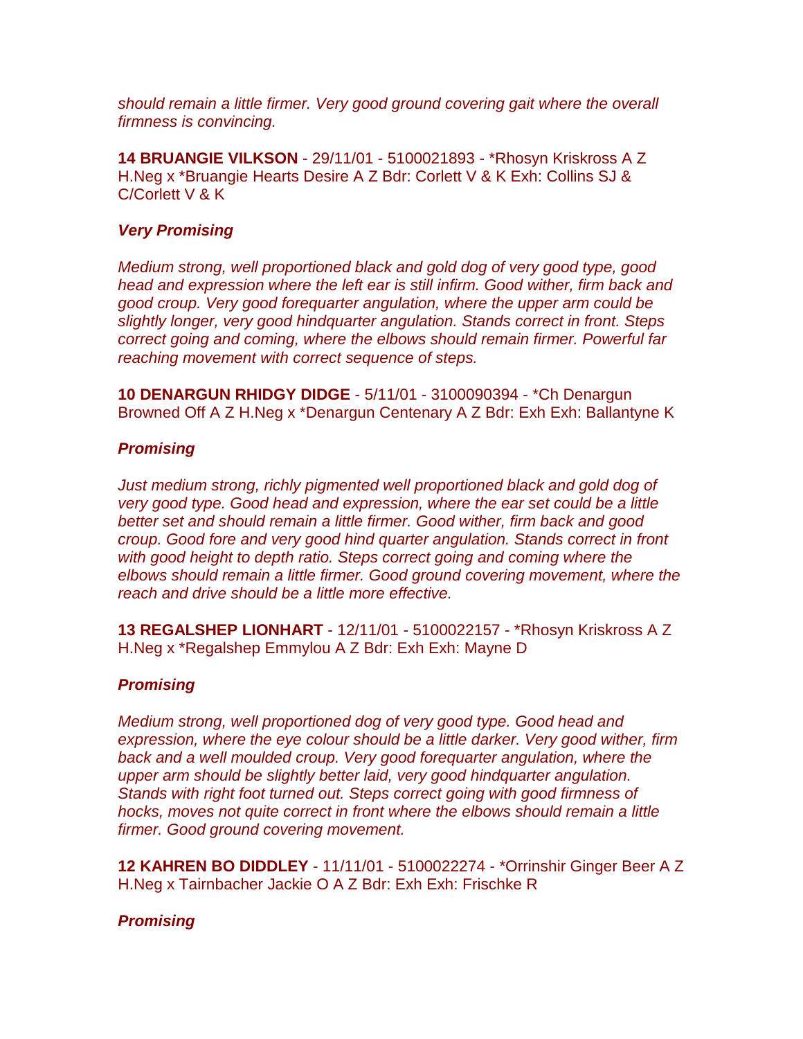*should remain a little firmer. Very good ground covering gait where the overall firmness is convincing.*

**14 BRUANGIE VILKSON** - 29/11/01 - 5100021893 - *Rhosyn Kriskross A Z H.Neg x *Bruangie Hearts Desire A Z Bdr: Corlett V & K Exh: Collins SJ & C/Corlett V & K

***Very Promising***

*Medium strong, well proportioned black and gold dog of very good type, good head and expression where the left ear is still infirm. Good wither, firm back and good croup. Very good forequarter angulation, where the upper arm could be slightly longer, very good hindquarter angulation. Stands correct in front. Steps correct going and coming, where the elbows should remain firmer. Powerful far reaching movement with correct sequence of steps.*

**10 DENARGUN RHIDGY DIDGE** - 5/11/01 - 3100090394 - *Ch Denargun Browned Off A Z H.Neg x *Denargun Centenary A Z Bdr: Exh Exh: Ballantyne K

***Promising***

*Just medium strong, richly pigmented well proportioned black and gold dog of very good type. Good head and expression, where the ear set could be a little better set and should remain a little firmer. Good wither, firm back and good croup. Good fore and very good hind quarter angulation. Stands correct in front with good height to depth ratio. Steps correct going and coming where the elbows should remain a little firmer. Good ground covering movement, where the reach and drive should be a little more effective.*

**13 REGALSHEP LIONHART** - 12/11/01 - 5100022157 - *Rhosyn Kriskross A Z H.Neg x *Regalshep Emmylou A Z Bdr: Exh Exh: Mayne D

***Promising***

*Medium strong, well proportioned dog of very good type. Good head and expression, where the eye colour should be a little darker. Very good wither, firm back and a well moulded croup. Very good forequarter angulation, where the upper arm should be slightly better laid, very good hindquarter angulation. Stands with right foot turned out. Steps correct going with good firmness of hocks, moves not quite correct in front where the elbows should remain a little firmer. Good ground covering movement.*

**12 KAHREN BO DIDDLEY** - 11/11/01 - 5100022274 - *Orrinshir Ginger Beer A Z H.Neg x Tairnbacher Jackie O A Z Bdr: Exh Exh: Frischke R

***Promising***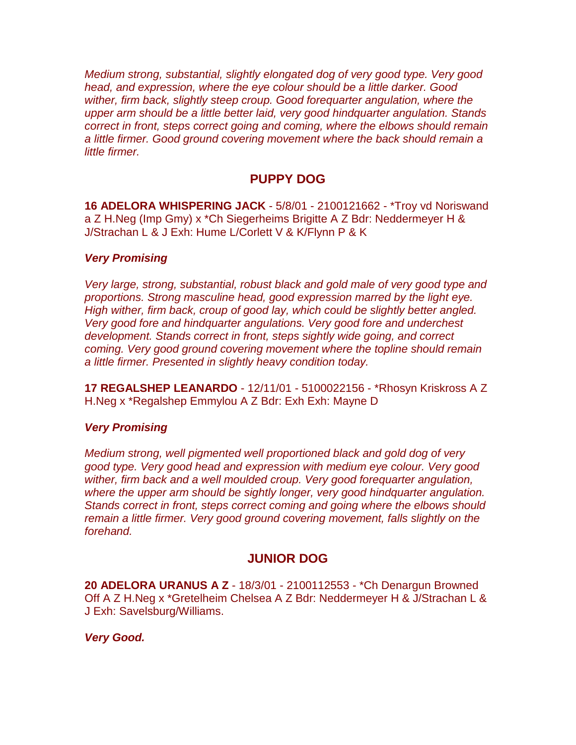*Medium strong, substantial, slightly elongated dog of very good type. Very good head, and expression, where the eye colour should be a little darker. Good wither, firm back, slightly steep croup. Good forequarter angulation, where the upper arm should be a little better laid, very good hindquarter angulation. Stands correct in front, steps correct going and coming, where the elbows should remain a little firmer. Good ground covering movement where the back should remain a little firmer.*

## PUPPY DOG

**16 ADELORA WHISPERING JACK** - 5/8/01 - 2100121662 - *Troy vd Noriswand a Z H.Neg (Imp Gmy) x *Ch Siegerheims Brigitte A Z Bdr: Neddermeyer H & J/Strachan L & J Exh: Hume L/Corlett V & K/Flynn P & K

***Very Promising***

*Very large, strong, substantial, robust black and gold male of very good type and proportions. Strong masculine head, good expression marred by the light eye. High wither, firm back, croup of good lay, which could be slightly better angled. Very good fore and hindquarter angulations. Very good fore and underchest development. Stands correct in front, steps sightly wide going, and correct coming. Very good ground covering movement where the topline should remain a little firmer. Presented in slightly heavy condition today.*

**17 REGALSHEP LEANARDO** - 12/11/01 - 5100022156 - *Rhosyn Kriskross A Z H.Neg x *Regalshep Emmylou A Z Bdr: Exh Exh: Mayne D

***Very Promising***

*Medium strong, well pigmented well proportioned black and gold dog of very good type. Very good head and expression with medium eye colour. Very good wither, firm back and a well moulded croup. Very good forequarter angulation, where the upper arm should be sightly longer, very good hindquarter angulation. Stands correct in front, steps correct coming and going where the elbows should remain a little firmer. Very good ground covering movement, falls slightly on the forehand.*

## JUNIOR DOG

**20 ADELORA URANUS A Z** - 18/3/01 - 2100112553 - *Ch Denargun Browned Off A Z H.Neg x *Gretelheim Chelsea A Z Bdr: Neddermeyer H & J/Strachan L & J Exh: Savelsburg/Williams.

***Very Good.***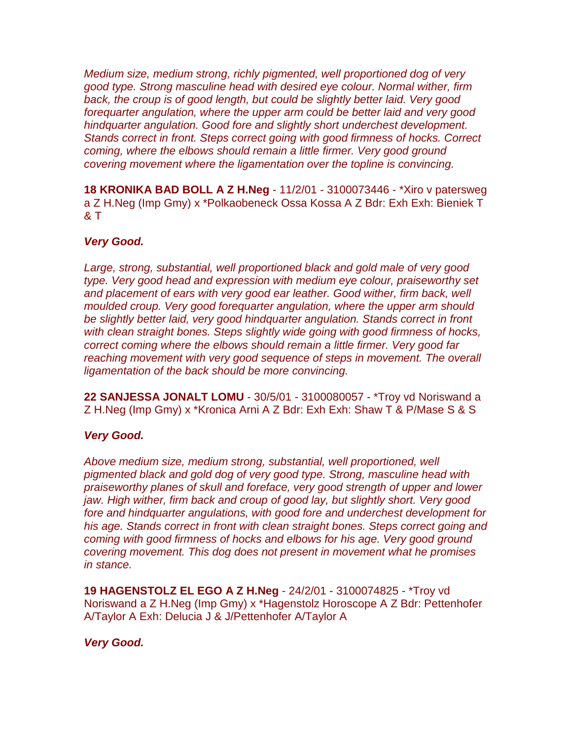*Medium size, medium strong, richly pigmented, well proportioned dog of very good type. Strong masculine head with desired eye colour. Normal wither, firm back, the croup is of good length, but could be slightly better laid. Very good forequarter angulation, where the upper arm could be better laid and very good hindquarter angulation. Good fore and slightly short underchest development. Stands correct in front. Steps correct going with good firmness of hocks. Correct coming, where the elbows should remain a little firmer. Very good ground covering movement where the ligamentation over the topline is convincing.*

**18 KRONIKA BAD BOLL A Z H.Neg** - 11/2/01 - 3100073446 - *Xiro v patersweg a Z H.Neg (Imp Gmy) x *Polkaobeneck Ossa Kossa A Z Bdr: Exh Exh: Bieniek T & T

***Very Good.***

*Large, strong, substantial, well proportioned black and gold male of very good type. Very good head and expression with medium eye colour, praiseworthy set and placement of ears with very good ear leather. Good wither, firm back, well moulded croup. Very good forequarter angulation, where the upper arm should be slightly better laid, very good hindquarter angulation. Stands correct in front with clean straight bones. Steps slightly wide going with good firmness of hocks, correct coming where the elbows should remain a little firmer. Very good far reaching movement with very good sequence of steps in movement. The overall ligamentation of the back should be more convincing.*

**22 SANJESSA JONALT LOMU** - 30/5/01 - 3100080057 - *Troy vd Noriswand a Z H.Neg (Imp Gmy) x *Kronica Arni A Z Bdr: Exh Exh: Shaw T & P/Mase S & S

***Very Good.***

*Above medium size, medium strong, substantial, well proportioned, well pigmented black and gold dog of very good type. Strong, masculine head with praiseworthy planes of skull and foreface, very good strength of upper and lower jaw. High wither, firm back and croup of good lay, but slightly short. Very good fore and hindquarter angulations, with good fore and underchest development for his age. Stands correct in front with clean straight bones. Steps correct going and coming with good firmness of hocks and elbows for his age. Very good ground covering movement. This dog does not present in movement what he promises in stance.*

**19 HAGENSTOLZ EL EGO A Z H.Neg** - 24/2/01 - 3100074825 - *Troy vd Noriswand a Z H.Neg (Imp Gmy) x *Hagenstolz Horoscope A Z Bdr: Pettenhofer A/Taylor A Exh: Delucia J & J/Pettenhofer A/Taylor A

***Very Good.***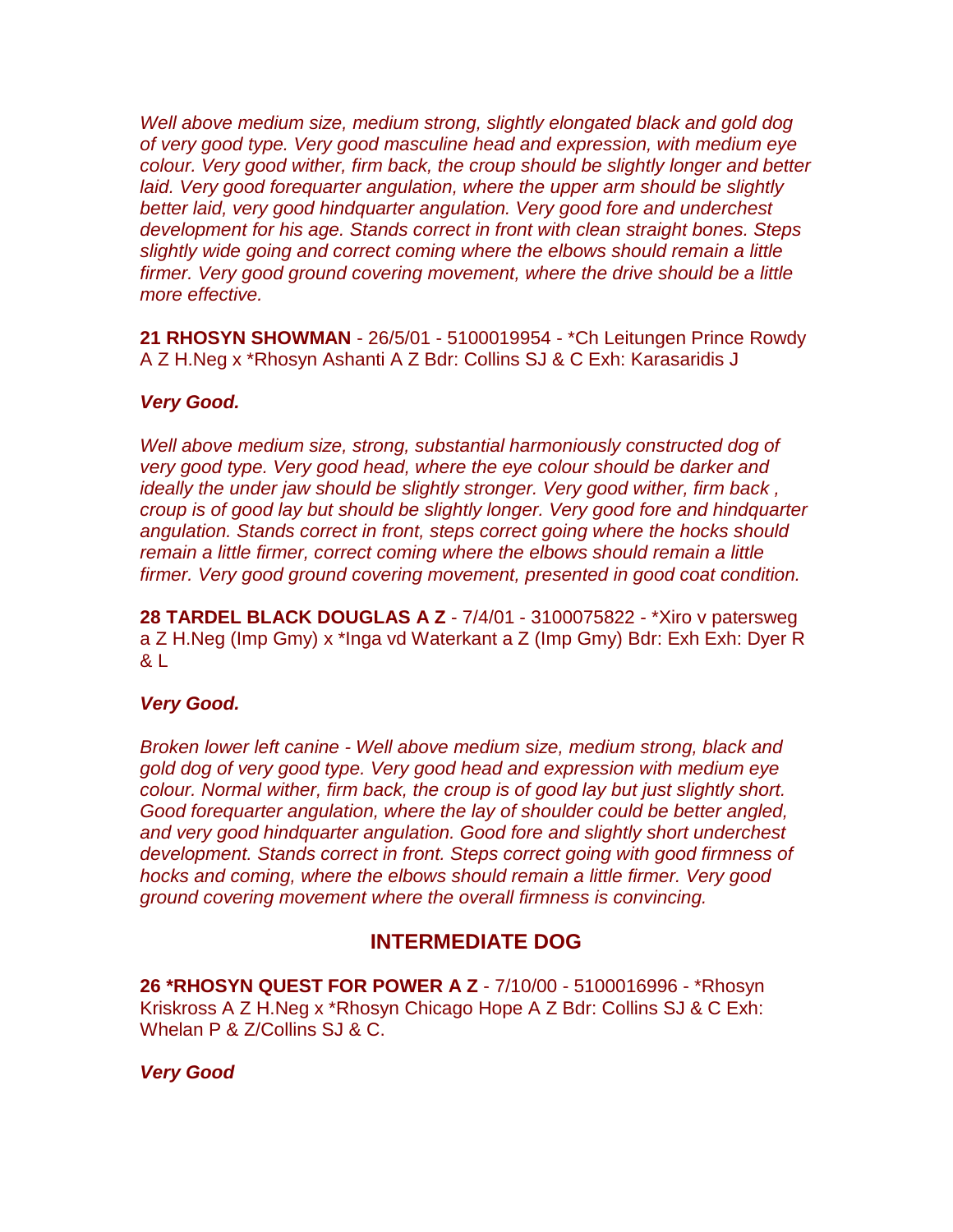*Well above medium size, medium strong, slightly elongated black and gold dog of very good type. Very good masculine head and expression, with medium eye colour. Very good wither, firm back, the croup should be slightly longer and better laid. Very good forequarter angulation, where the upper arm should be slightly better laid, very good hindquarter angulation. Very good fore and underchest development for his age. Stands correct in front with clean straight bones. Steps slightly wide going and correct coming where the elbows should remain a little firmer. Very good ground covering movement, where the drive should be a little more effective.*

**21 RHOSYN SHOWMAN** - 26/5/01 - 5100019954 - *Ch Leitungen Prince Rowdy A Z H.Neg x *Rhosyn Ashanti A Z Bdr: Collins SJ & C Exh: Karasaridis J

***Very Good.***

*Well above medium size, strong, substantial harmoniously constructed dog of very good type. Very good head, where the eye colour should be darker and ideally the under jaw should be slightly stronger. Very good wither, firm back , croup is of good lay but should be slightly longer. Very good fore and hindquarter angulation. Stands correct in front, steps correct going where the hocks should remain a little firmer, correct coming where the elbows should remain a little firmer. Very good ground covering movement, presented in good coat condition.*

**28 TARDEL BLACK DOUGLAS A Z** - 7/4/01 - 3100075822 - *Xiro v patersweg a Z H.Neg (Imp Gmy) x *Inga vd Waterkant a Z (Imp Gmy) Bdr: Exh Exh: Dyer R & L

***Very Good.***

*Broken lower left canine - Well above medium size, medium strong, black and gold dog of very good type. Very good head and expression with medium eye colour. Normal wither, firm back, the croup is of good lay but just slightly short. Good forequarter angulation, where the lay of shoulder could be better angled, and very good hindquarter angulation. Good fore and slightly short underchest development. Stands correct in front. Steps correct going with good firmness of hocks and coming, where the elbows should remain a little firmer. Very good ground covering movement where the overall firmness is convincing.*

## INTERMEDIATE DOG

**26 *RHOSYN QUEST FOR POWER A Z** - 7/10/00 - 5100016996 - *Rhosyn Kriskross A Z H.Neg x *Rhosyn Chicago Hope A Z Bdr: Collins SJ & C Exh: Whelan P & Z/Collins SJ & C.

***Very Good***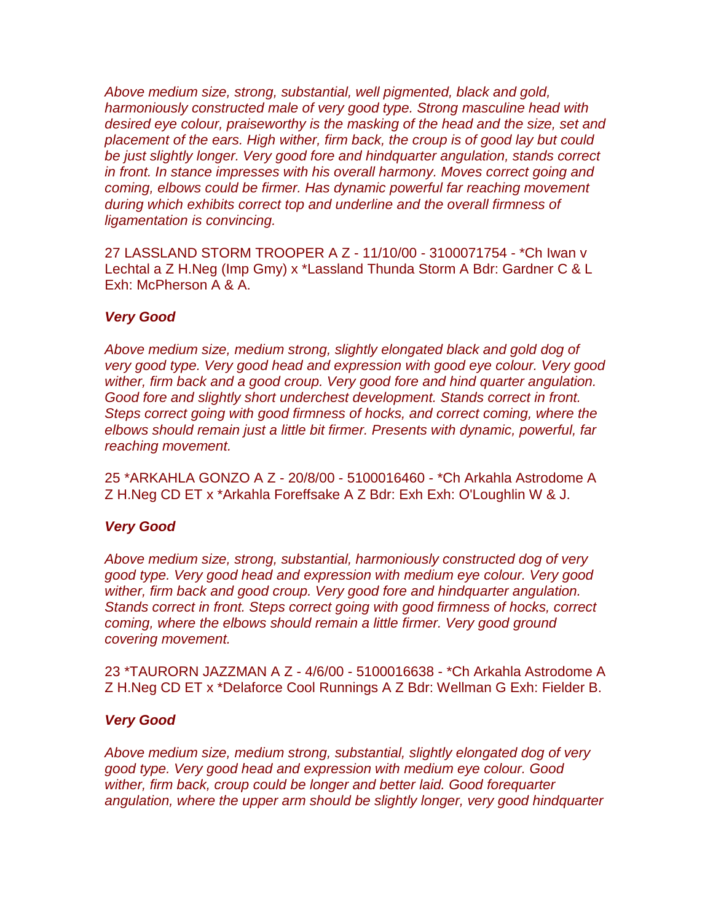*Above medium size, strong, substantial, well pigmented, black and gold, harmoniously constructed male of very good type. Strong masculine head with desired eye colour, praiseworthy is the masking of the head and the size, set and placement of the ears. High wither, firm back, the croup is of good lay but could be just slightly longer. Very good fore and hindquarter angulation, stands correct in front. In stance impresses with his overall harmony. Moves correct going and coming, elbows could be firmer. Has dynamic powerful far reaching movement during which exhibits correct top and underline and the overall firmness of ligamentation is convincing.*

27 LASSLAND STORM TROOPER A Z - 11/10/00 - 3100071754 - *Ch Iwan v Lechtal a Z H.Neg (Imp Gmy) x *Lassland Thunda Storm A Bdr: Gardner C & L Exh: McPherson A & A.

***Very Good***

*Above medium size, medium strong, slightly elongated black and gold dog of very good type. Very good head and expression with good eye colour. Very good wither, firm back and a good croup. Very good fore and hind quarter angulation. Good fore and slightly short underchest development. Stands correct in front. Steps correct going with good firmness of hocks, and correct coming, where the elbows should remain just a little bit firmer. Presents with dynamic, powerful, far reaching movement.*

25 *ARKAHLA GONZO A Z - 20/8/00 - 5100016460 - *Ch Arkahla Astrodome A Z H.Neg CD ET x *Arkahla Foreffsake A Z Bdr: Exh Exh: O'Loughlin W & J.

***Very Good***

*Above medium size, strong, substantial, harmoniously constructed dog of very good type. Very good head and expression with medium eye colour. Very good wither, firm back and good croup. Very good fore and hindquarter angulation. Stands correct in front. Steps correct going with good firmness of hocks, correct coming, where the elbows should remain a little firmer. Very good ground covering movement.*

23 *TAURORN JAZZMAN A Z - 4/6/00 - 5100016638 - *Ch Arkahla Astrodome A Z H.Neg CD ET x *Delaforce Cool Runnings A Z Bdr: Wellman G Exh: Fielder B.

***Very Good***

*Above medium size, medium strong, substantial, slightly elongated dog of very good type. Very good head and expression with medium eye colour. Good wither, firm back, croup could be longer and better laid. Good forequarter angulation, where the upper arm should be slightly longer, very good hindquarter*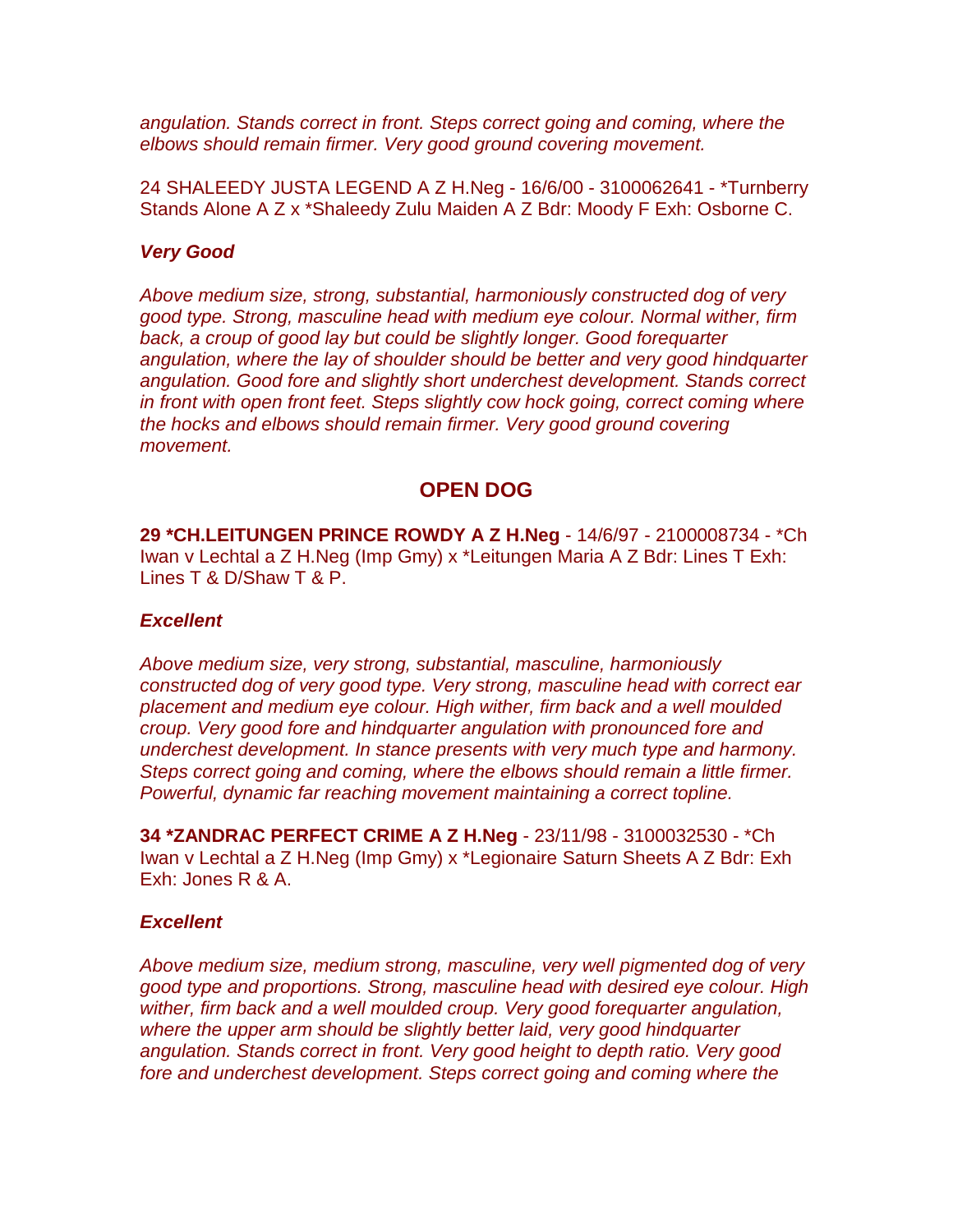*angulation. Stands correct in front. Steps correct going and coming, where the elbows should remain firmer. Very good ground covering movement.*

24 SHALEEDY JUSTA LEGEND A Z H.Neg - 16/6/00 - 3100062641 - *Turnberry Stands Alone A Z x *Shaleedy Zulu Maiden A Z Bdr: Moody F Exh: Osborne C.

***Very Good***

*Above medium size, strong, substantial, harmoniously constructed dog of very good type. Strong, masculine head with medium eye colour. Normal wither, firm back, a croup of good lay but could be slightly longer. Good forequarter angulation, where the lay of shoulder should be better and very good hindquarter angulation. Good fore and slightly short underchest development. Stands correct in front with open front feet. Steps slightly cow hock going, correct coming where the hocks and elbows should remain firmer. Very good ground covering movement.*

## OPEN DOG

**29 *CH.LEITUNGEN PRINCE ROWDY A Z H.Neg** - 14/6/97 - 2100008734 - *Ch Iwan v Lechtal a Z H.Neg (Imp Gmy) x *Leitungen Maria A Z Bdr: Lines T Exh: Lines T & D/Shaw T & P.

***Excellent***

*Above medium size, very strong, substantial, masculine, harmoniously constructed dog of very good type. Very strong, masculine head with correct ear placement and medium eye colour. High wither, firm back and a well moulded croup. Very good fore and hindquarter angulation with pronounced fore and underchest development. In stance presents with very much type and harmony. Steps correct going and coming, where the elbows should remain a little firmer. Powerful, dynamic far reaching movement maintaining a correct topline.*

**34 *ZANDRAC PERFECT CRIME A Z H.Neg** - 23/11/98 - 3100032530 - *Ch Iwan v Lechtal a Z H.Neg (Imp Gmy) x *Legionaire Saturn Sheets A Z Bdr: Exh Exh: Jones R & A.

***Excellent***

*Above medium size, medium strong, masculine, very well pigmented dog of very good type and proportions. Strong, masculine head with desired eye colour. High wither, firm back and a well moulded croup. Very good forequarter angulation, where the upper arm should be slightly better laid, very good hindquarter angulation. Stands correct in front. Very good height to depth ratio. Very good fore and underchest development. Steps correct going and coming where the*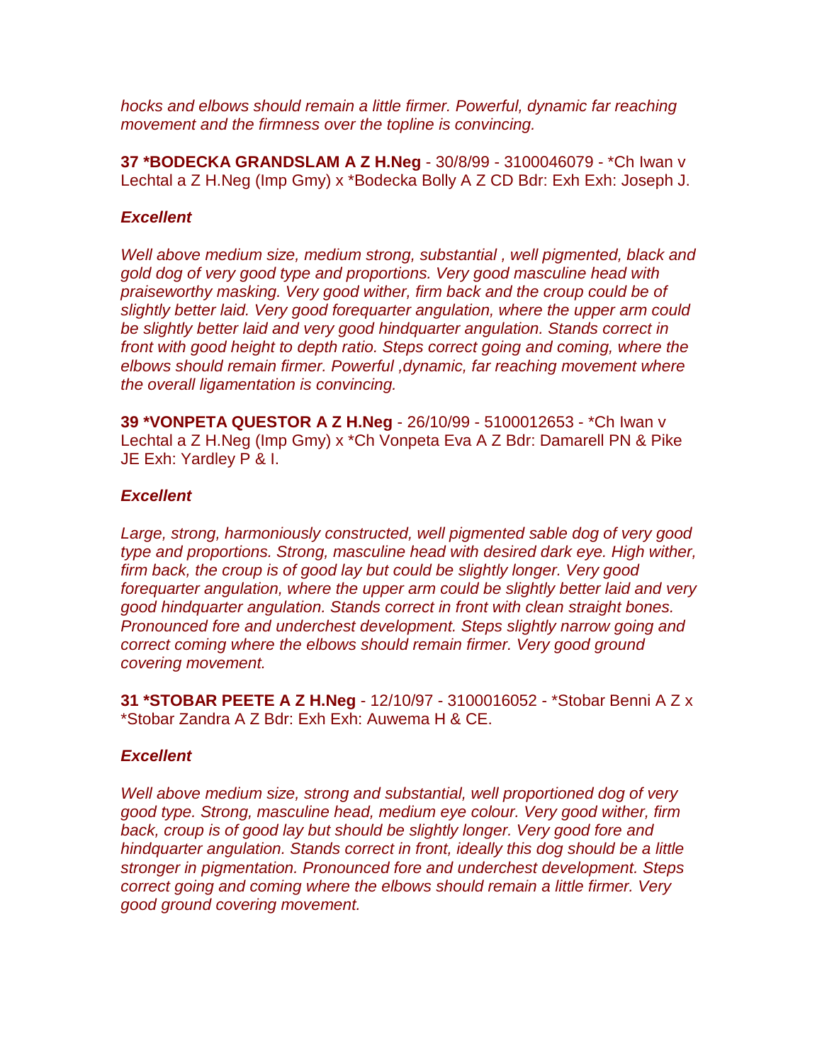*hocks and elbows should remain a little firmer. Powerful, dynamic far reaching movement and the firmness over the topline is convincing.*

**37 *BODECKA GRANDSLAM A Z H.Neg** - 30/8/99 - 3100046079 - *Ch Iwan v Lechtal a Z H.Neg (Imp Gmy) x *Bodecka Bolly A Z CD Bdr: Exh Exh: Joseph J.

***Excellent***

*Well above medium size, medium strong, substantial , well pigmented, black and gold dog of very good type and proportions. Very good masculine head with praiseworthy masking. Very good wither, firm back and the croup could be of slightly better laid. Very good forequarter angulation, where the upper arm could be slightly better laid and very good hindquarter angulation. Stands correct in front with good height to depth ratio. Steps correct going and coming, where the elbows should remain firmer. Powerful ,dynamic, far reaching movement where the overall ligamentation is convincing.*

**39 *VONPETA QUESTOR A Z H.Neg** - 26/10/99 - 5100012653 - *Ch Iwan v Lechtal a Z H.Neg (Imp Gmy) x *Ch Vonpeta Eva A Z Bdr: Damarell PN & Pike JE Exh: Yardley P & I.

***Excellent***

*Large, strong, harmoniously constructed, well pigmented sable dog of very good type and proportions. Strong, masculine head with desired dark eye. High wither, firm back, the croup is of good lay but could be slightly longer. Very good forequarter angulation, where the upper arm could be slightly better laid and very good hindquarter angulation. Stands correct in front with clean straight bones. Pronounced fore and underchest development. Steps slightly narrow going and correct coming where the elbows should remain firmer. Very good ground covering movement.*

**31 *STOBAR PEETE A Z H.Neg** - 12/10/97 - 3100016052 - *Stobar Benni A Z x *Stobar Zandra A Z Bdr: Exh Exh: Auwema H & CE.

***Excellent***

*Well above medium size, strong and substantial, well proportioned dog of very good type. Strong, masculine head, medium eye colour. Very good wither, firm back, croup is of good lay but should be slightly longer. Very good fore and hindquarter angulation. Stands correct in front, ideally this dog should be a little stronger in pigmentation. Pronounced fore and underchest development. Steps correct going and coming where the elbows should remain a little firmer. Very good ground covering movement.*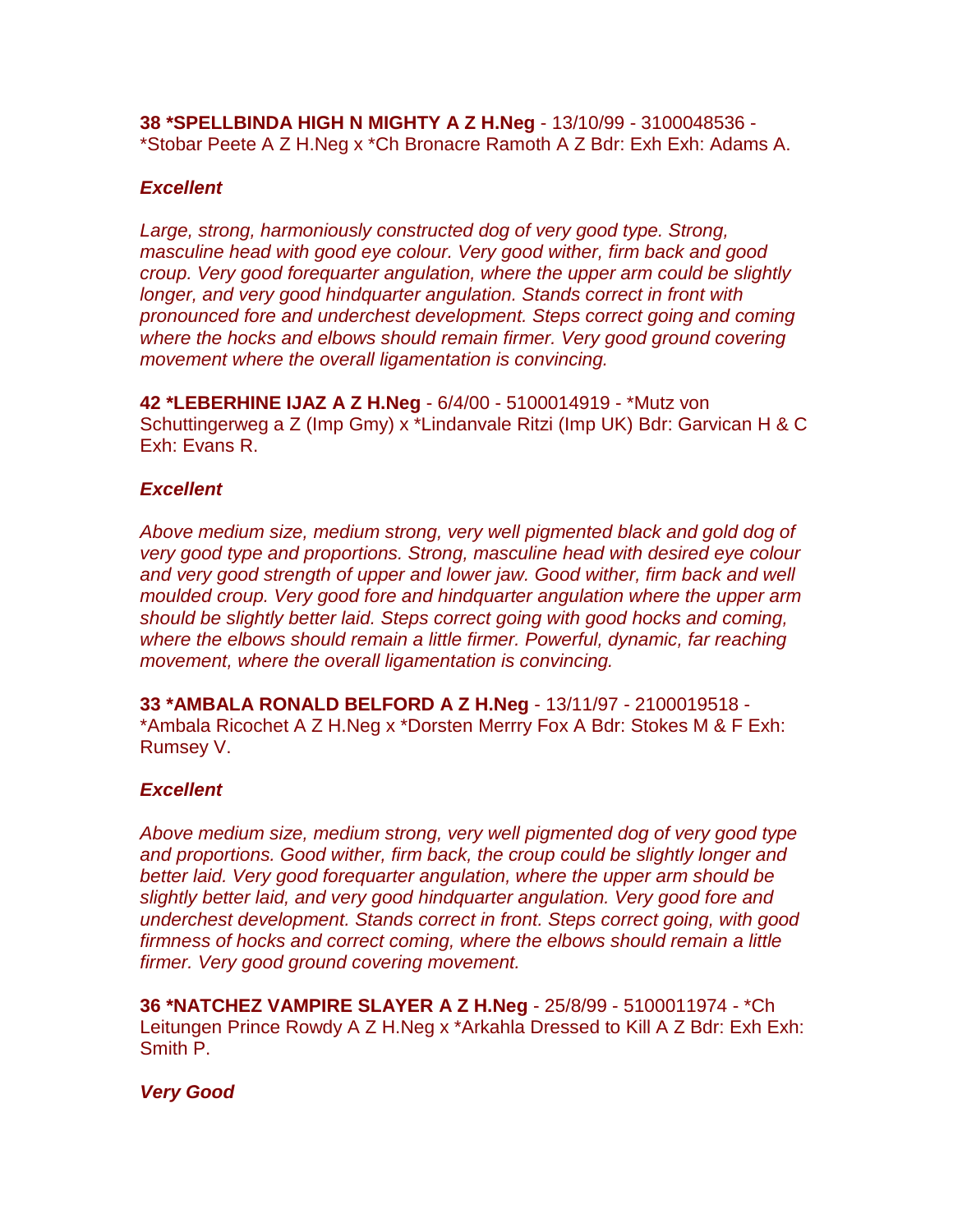**38 *SPELLBINDA HIGH N MIGHTY A Z H.Neg** - 13/10/99 - 3100048536 - *Stobar Peete A Z H.Neg x *Ch Bronacre Ramoth A Z Bdr: Exh Exh: Adams A.

***Excellent***

*Large, strong, harmoniously constructed dog of very good type. Strong, masculine head with good eye colour. Very good wither, firm back and good croup. Very good forequarter angulation, where the upper arm could be slightly longer, and very good hindquarter angulation. Stands correct in front with pronounced fore and underchest development. Steps correct going and coming where the hocks and elbows should remain firmer. Very good ground covering movement where the overall ligamentation is convincing.*

**42 *LEBERHINE IJAZ A Z H.Neg** - 6/4/00 - 5100014919 - *Mutz von Schuttingerweg a Z (Imp Gmy) x *Lindanvale Ritzi (Imp UK) Bdr: Garvican H & C Exh: Evans R.

***Excellent***

*Above medium size, medium strong, very well pigmented black and gold dog of very good type and proportions. Strong, masculine head with desired eye colour and very good strength of upper and lower jaw. Good wither, firm back and well moulded croup. Very good fore and hindquarter angulation where the upper arm should be slightly better laid. Steps correct going with good hocks and coming, where the elbows should remain a little firmer. Powerful, dynamic, far reaching movement, where the overall ligamentation is convincing.*

**33 *AMBALA RONALD BELFORD A Z H.Neg** - 13/11/97 - 2100019518 - *Ambala Ricochet A Z H.Neg x *Dorsten Merrry Fox A Bdr: Stokes M & F Exh: Rumsey V.

***Excellent***

*Above medium size, medium strong, very well pigmented dog of very good type and proportions. Good wither, firm back, the croup could be slightly longer and better laid. Very good forequarter angulation, where the upper arm should be slightly better laid, and very good hindquarter angulation. Very good fore and underchest development. Stands correct in front. Steps correct going, with good firmness of hocks and correct coming, where the elbows should remain a little firmer. Very good ground covering movement.*

**36 *NATCHEZ VAMPIRE SLAYER A Z H.Neg** - 25/8/99 - 5100011974 - *Ch Leitungen Prince Rowdy A Z H.Neg x *Arkahla Dressed to Kill A Z Bdr: Exh Exh: Smith P.

***Very Good***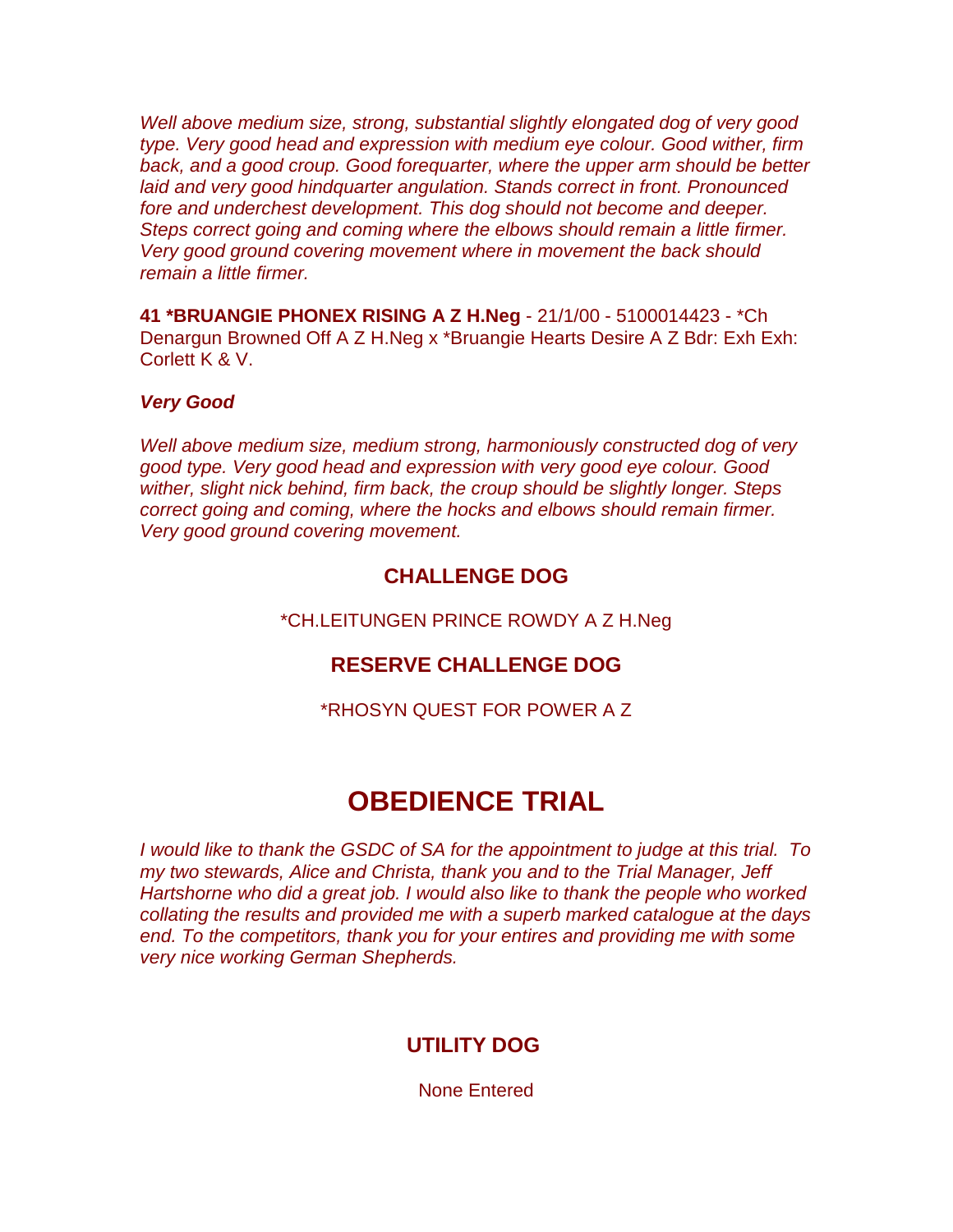*Well above medium size, strong, substantial slightly elongated dog of very good type. Very good head and expression with medium eye colour. Good wither, firm back, and a good croup. Good forequarter, where the upper arm should be better laid and very good hindquarter angulation. Stands correct in front. Pronounced fore and underchest development. This dog should not become and deeper. Steps correct going and coming where the elbows should remain a little firmer. Very good ground covering movement where in movement the back should remain a little firmer.*

**41 *BRUANGIE PHONEX RISING A Z H.Neg** - 21/1/00 - 5100014423 - *Ch Denargun Browned Off A Z H.Neg x *Bruangie Hearts Desire A Z Bdr: Exh Exh: Corlett K & V.

***Very Good***

*Well above medium size, medium strong, harmoniously constructed dog of very good type. Very good head and expression with very good eye colour. Good wither, slight nick behind, firm back, the croup should be slightly longer. Steps correct going and coming, where the hocks and elbows should remain firmer. Very good ground covering movement.*

### CHALLENGE DOG

*CH.LEITUNGEN PRINCE ROWDY A Z H.Neg

### RESERVE CHALLENGE DOG

*RHOSYN QUEST FOR POWER A Z

## OBEDIENCE TRIAL

*I would like to thank the GSDC of SA for the appointment to judge at this trial. To my two stewards, Alice and Christa, thank you and to the Trial Manager, Jeff Hartshorne who did a great job. I would also like to thank the people who worked collating the results and provided me with a superb marked catalogue at the days end. To the competitors, thank you for your entires and providing me with some very nice working German Shepherds.*

### UTILITY DOG

None Entered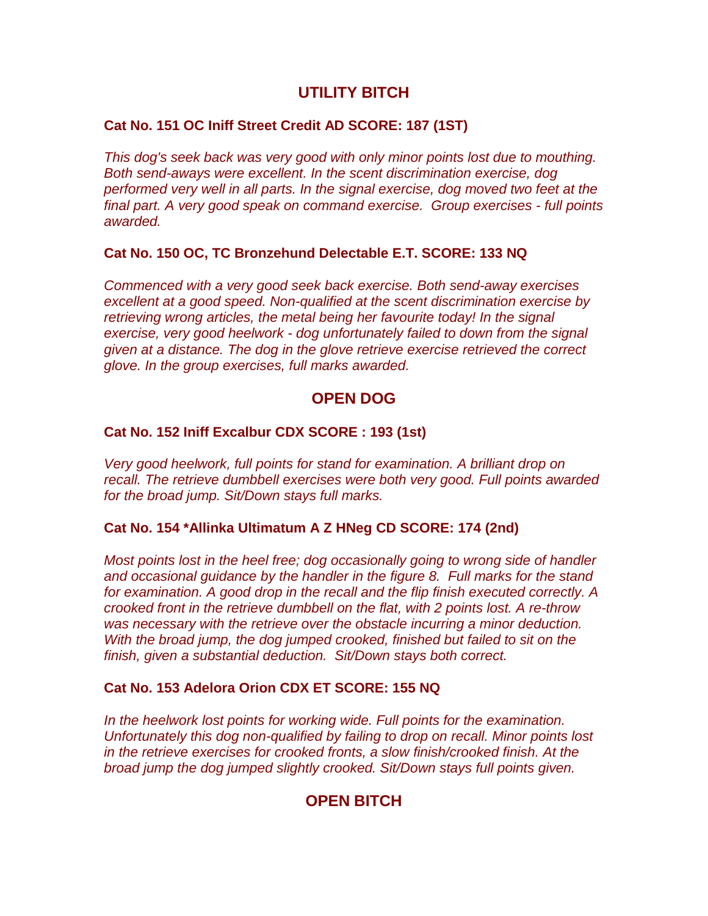## UTILITY BITCH

**Cat No. 151 OC Iniff Street Credit AD SCORE: 187 (1ST)**

*This dog's seek back was very good with only minor points lost due to mouthing. Both send-aways were excellent. In the scent discrimination exercise, dog performed very well in all parts. In the signal exercise, dog moved two feet at the final part. A very good speak on command exercise. Group exercises - full points awarded.*

**Cat No. 150 OC, TC Bronzehund Delectable E.T. SCORE: 133 NQ**

*Commenced with a very good seek back exercise. Both send-away exercises excellent at a good speed. Non-qualified at the scent discrimination exercise by retrieving wrong articles, the metal being her favourite today! In the signal exercise, very good heelwork - dog unfortunately failed to down from the signal given at a distance. The dog in the glove retrieve exercise retrieved the correct glove. In the group exercises, full marks awarded.*

## OPEN DOG

**Cat No. 152 Iniff Excalbur CDX SCORE : 193 (1st)**

*Very good heelwork, full points for stand for examination. A brilliant drop on recall. The retrieve dumbbell exercises were both very good. Full points awarded for the broad jump. Sit/Down stays full marks.*

**Cat No. 154 *Allinka Ultimatum A Z HNeg CD SCORE: 174 (2nd)**

*Most points lost in the heel free; dog occasionally going to wrong side of handler and occasional guidance by the handler in the figure 8. Full marks for the stand for examination. A good drop in the recall and the flip finish executed correctly. A crooked front in the retrieve dumbbell on the flat, with 2 points lost. A re-throw was necessary with the retrieve over the obstacle incurring a minor deduction. With the broad jump, the dog jumped crooked, finished but failed to sit on the finish, given a substantial deduction. Sit/Down stays both correct.*

**Cat No. 153 Adelora Orion CDX ET SCORE: 155 NQ**

*In the heelwork lost points for working wide. Full points for the examination. Unfortunately this dog non-qualified by failing to drop on recall. Minor points lost in the retrieve exercises for crooked fronts, a slow finish/crooked finish. At the broad jump the dog jumped slightly crooked. Sit/Down stays full points given.*

## OPEN BITCH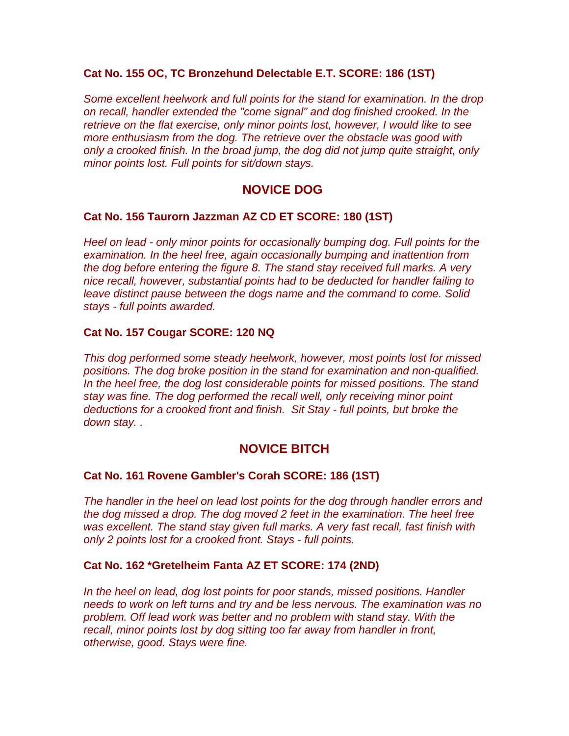**Cat No. 155 OC, TC Bronzehund Delectable E.T. SCORE: 186 (1ST)**

*Some excellent heelwork and full points for the stand for examination. In the drop on recall, handler extended the "come signal" and dog finished crooked. In the retrieve on the flat exercise, only minor points lost, however, I would like to see more enthusiasm from the dog. The retrieve over the obstacle was good with only a crooked finish. In the broad jump, the dog did not jump quite straight, only minor points lost. Full points for sit/down stays.*

## NOVICE DOG

**Cat No. 156 Taurorn Jazzman AZ CD ET SCORE: 180 (1ST)**

*Heel on lead - only minor points for occasionally bumping dog. Full points for the examination. In the heel free, again occasionally bumping and inattention from the dog before entering the figure 8. The stand stay received full marks. A very nice recall, however, substantial points had to be deducted for handler failing to leave distinct pause between the dogs name and the command to come. Solid stays - full points awarded.*

**Cat No. 157 Cougar SCORE: 120 NQ**

*This dog performed some steady heelwork, however, most points lost for missed positions. The dog broke position in the stand for examination and non-qualified. In the heel free, the dog lost considerable points for missed positions. The stand stay was fine. The dog performed the recall well, only receiving minor point deductions for a crooked front and finish. Sit Stay - full points, but broke the down stay. .*

## NOVICE BITCH

**Cat No. 161 Rovene Gambler's Corah SCORE: 186 (1ST)**

*The handler in the heel on lead lost points for the dog through handler errors and the dog missed a drop. The dog moved 2 feet in the examination. The heel free was excellent. The stand stay given full marks. A very fast recall, fast finish with only 2 points lost for a crooked front. Stays - full points.*

**Cat No. 162 *Gretelheim Fanta AZ ET SCORE: 174 (2ND)**

*In the heel on lead, dog lost points for poor stands, missed positions. Handler needs to work on left turns and try and be less nervous. The examination was no problem. Off lead work was better and no problem with stand stay. With the recall, minor points lost by dog sitting too far away from handler in front, otherwise, good. Stays were fine.*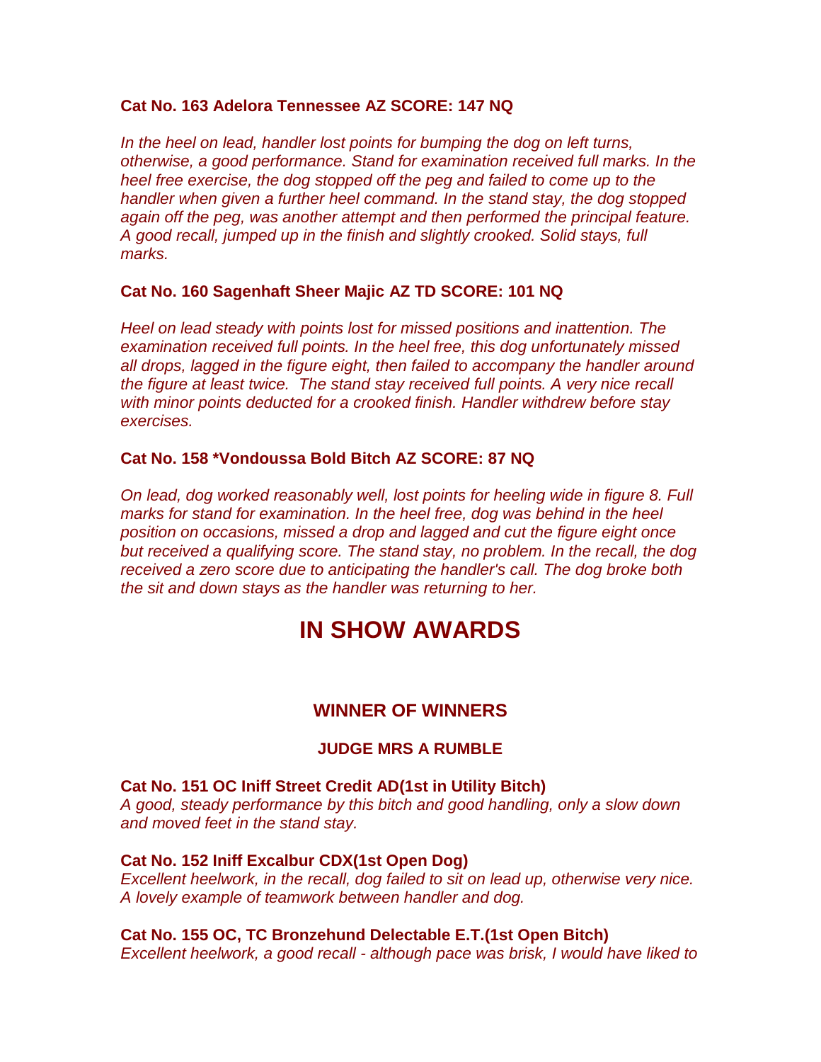**Cat No. 163 Adelora Tennessee AZ SCORE: 147 NQ**

*In the heel on lead, handler lost points for bumping the dog on left turns, otherwise, a good performance. Stand for examination received full marks. In the heel free exercise, the dog stopped off the peg and failed to come up to the handler when given a further heel command. In the stand stay, the dog stopped again off the peg, was another attempt and then performed the principal feature. A good recall, jumped up in the finish and slightly crooked. Solid stays, full marks.*

**Cat No. 160 Sagenhaft Sheer Majic AZ TD SCORE: 101 NQ**

*Heel on lead steady with points lost for missed positions and inattention. The examination received full points. In the heel free, this dog unfortunately missed all drops, lagged in the figure eight, then failed to accompany the handler around the figure at least twice. The stand stay received full points. A very nice recall with minor points deducted for a crooked finish. Handler withdrew before stay exercises.*

**Cat No. 158 *Vondoussa Bold Bitch AZ SCORE: 87 NQ**

*On lead, dog worked reasonably well, lost points for heeling wide in figure 8. Full marks for stand for examination. In the heel free, dog was behind in the heel position on occasions, missed a drop and lagged and cut the figure eight once but received a qualifying score. The stand stay, no problem. In the recall, the dog received a zero score due to anticipating the handler's call. The dog broke both the sit and down stays as the handler was returning to her.*

# IN SHOW AWARDS

## WINNER OF WINNERS

### JUDGE MRS A RUMBLE

**Cat No. 151 OC Iniff Street Credit AD(1st in Utility Bitch)**
*A good, steady performance by this bitch and good handling, only a slow down and moved feet in the stand stay.*

**Cat No. 152 Iniff Excalbur CDX(1st Open Dog)**
*Excellent heelwork, in the recall, dog failed to sit on lead up, otherwise very nice. A lovely example of teamwork between handler and dog.*

**Cat No. 155 OC, TC Bronzehund Delectable E.T.(1st Open Bitch)**
*Excellent heelwork, a good recall - although pace was brisk, I would have liked to*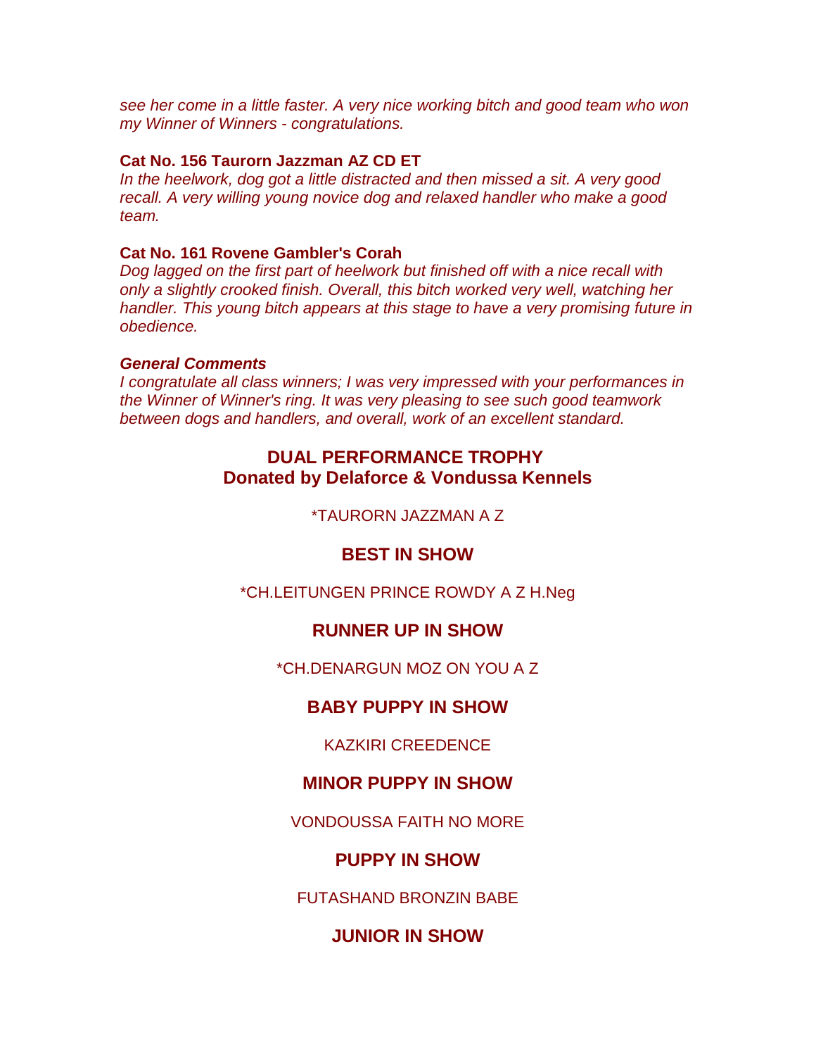*see her come in a little faster. A very nice working bitch and good team who won my Winner of Winners - congratulations.*

**Cat No. 156 Taurorn Jazzman AZ CD ET**
*In the heelwork, dog got a little distracted and then missed a sit. A very good recall. A very willing young novice dog and relaxed handler who make a good team.*

**Cat No. 161 Rovene Gambler's Corah**
*Dog lagged on the first part of heelwork but finished off with a nice recall with only a slightly crooked finish. Overall, this bitch worked very well, watching her handler. This young bitch appears at this stage to have a very promising future in obedience.*

***General Comments***
*I congratulate all class winners; I was very impressed with your performances in the Winner of Winner's ring. It was very pleasing to see such good teamwork between dogs and handlers, and overall, work of an excellent standard.*

## DUAL PERFORMANCE TROPHY
## Donated by Delaforce & Vondussa Kennels

*TAURORN JAZZMAN A Z

## BEST IN SHOW

*CH.LEITUNGEN PRINCE ROWDY A Z H.Neg

## RUNNER UP IN SHOW

*CH.DENARGUN MOZ ON YOU A Z

## BABY PUPPY IN SHOW

KAZKIRI CREEDENCE

## MINOR PUPPY IN SHOW

VONDOUSSA FAITH NO MORE

## PUPPY IN SHOW

FUTASHAND BRONZIN BABE

## JUNIOR IN SHOW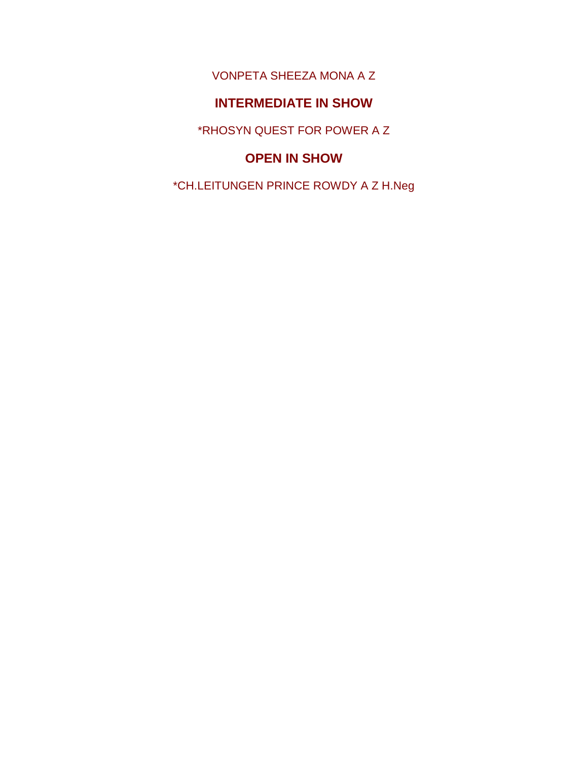VONPETA SHEEZA MONA A Z

## INTERMEDIATE IN SHOW

*RHOSYN QUEST FOR POWER A Z

## OPEN IN SHOW

*CH.LEITUNGEN PRINCE ROWDY A Z H.Neg